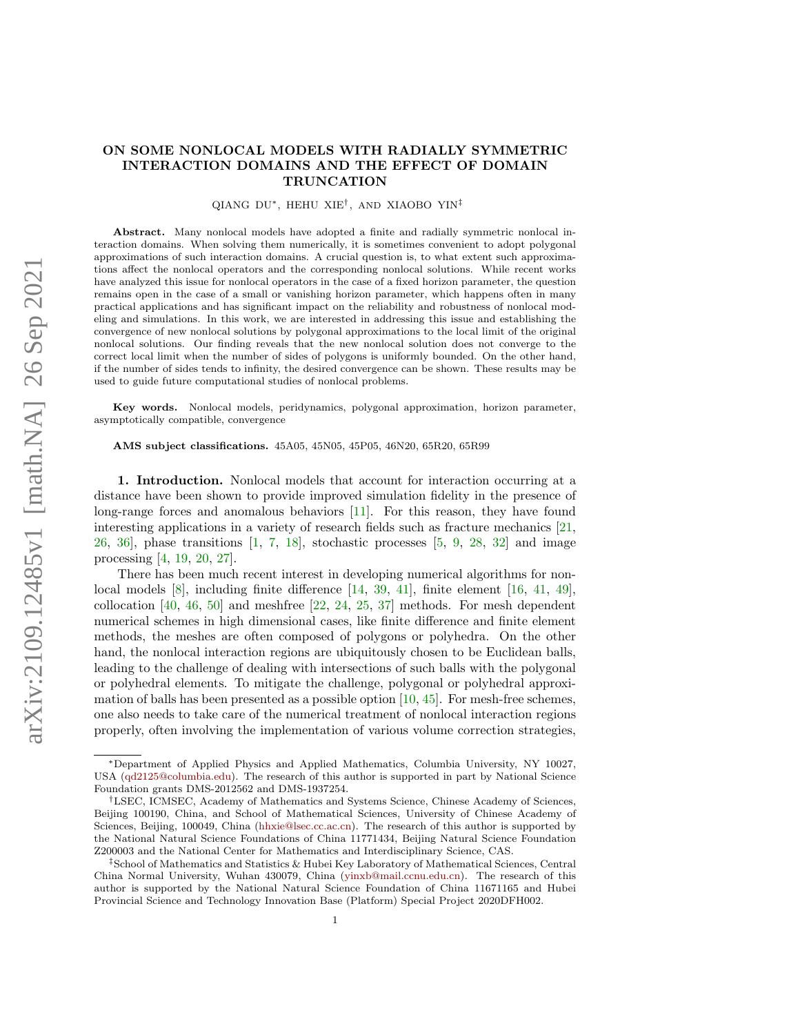# ON SOME NONLOCAL MODELS WITH RADIALLY SYMMETRIC INTERACTION DOMAINS AND THE EFFECT OF DOMAIN TRUNCATION

QIANG DU*, HEHU XIE†, AND XIAOBO YIN‡

**Abstract.** Many nonlocal models have adopted a finite and radially symmetric nonlocal interaction domains. When solving them numerically, it is sometimes convenient to adopt polygonal approximations of such interaction domains. A crucial question is, to what extent such approximations affect the nonlocal operators and the corresponding nonlocal solutions. While recent works have analyzed this issue for nonlocal operators in the case of a fixed horizon parameter, the question remains open in the case of a small or vanishing horizon parameter, which happens often in many practical applications and has significant impact on the reliability and robustness of nonlocal modeling and simulations. In this work, we are interested in addressing this issue and establishing the convergence of new nonlocal solutions by polygonal approximations to the local limit of the original nonlocal solutions. Our finding reveals that the new nonlocal solution does not converge to the correct local limit when the number of sides of polygons is uniformly bounded. On the other hand, if the number of sides tends to infinity, the desired convergence can be shown. These results may be used to guide future computational studies of nonlocal problems.

**Key words.** Nonlocal models, peridynamics, polygonal approximation, horizon parameter, asymptotically compatible, convergence

**AMS subject classifications.** 45A05, 45N05, 45P05, 46N20, 65R20, 65R99

## 1. Introduction.

Nonlocal models that account for interaction occurring at a distance have been shown to provide improved simulation fidelity in the presence of long-range forces and anomalous behaviors [11]. For this reason, they have found interesting applications in a variety of research fields such as fracture mechanics [21, 26, 36], phase transitions [1, 7, 18], stochastic processes [5, 9, 28, 32] and image processing [4, 19, 20, 27].

There has been much recent interest in developing numerical algorithms for nonlocal models [8], including finite difference [14, 39, 41], finite element [16, 41, 49], collocation [40, 46, 50] and meshfree [22, 24, 25, 37] methods. For mesh dependent numerical schemes in high dimensional cases, like finite difference and finite element methods, the meshes are often composed of polygons or polyhedra. On the other hand, the nonlocal interaction regions are ubiquitously chosen to be Euclidean balls, leading to the challenge of dealing with intersections of such balls with the polygonal or polyhedral elements. To mitigate the challenge, polygonal or polyhedral approximation of balls has been presented as a possible option [10, 45]. For mesh-free schemes, one also needs to take care of the numerical treatment of nonlocal interaction regions properly, often involving the implementation of various volume correction strategies,

---

*Department of Applied Physics and Applied Mathematics, Columbia University, NY 10027, USA (qd2125@columbia.edu). The research of this author is supported in part by National Science Foundation grants DMS-2012562 and DMS-1937254.

†LSEC, ICMSEC, Academy of Mathematics and Systems Science, Chinese Academy of Sciences, Beijing 100190, China, and School of Mathematical Sciences, University of Chinese Academy of Sciences, Beijing, 100049, China (hhxie@lsec.cc.ac.cn). The research of this author is supported by the National Natural Science Foundations of China 11771434, Beijing Natural Science Foundation Z200003 and the National Center for Mathematics and Interdisciplinary Science, CAS.

‡School of Mathematics and Statistics & Hubei Key Laboratory of Mathematical Sciences, Central China Normal University, Wuhan 430079, China (yinxb@mail.ccnu.edu.cn). The research of this author is supported by the National Natural Science Foundation of China 11671165 and Hubei Provincial Science and Technology Innovation Base (Platform) Special Project 2020DFH002.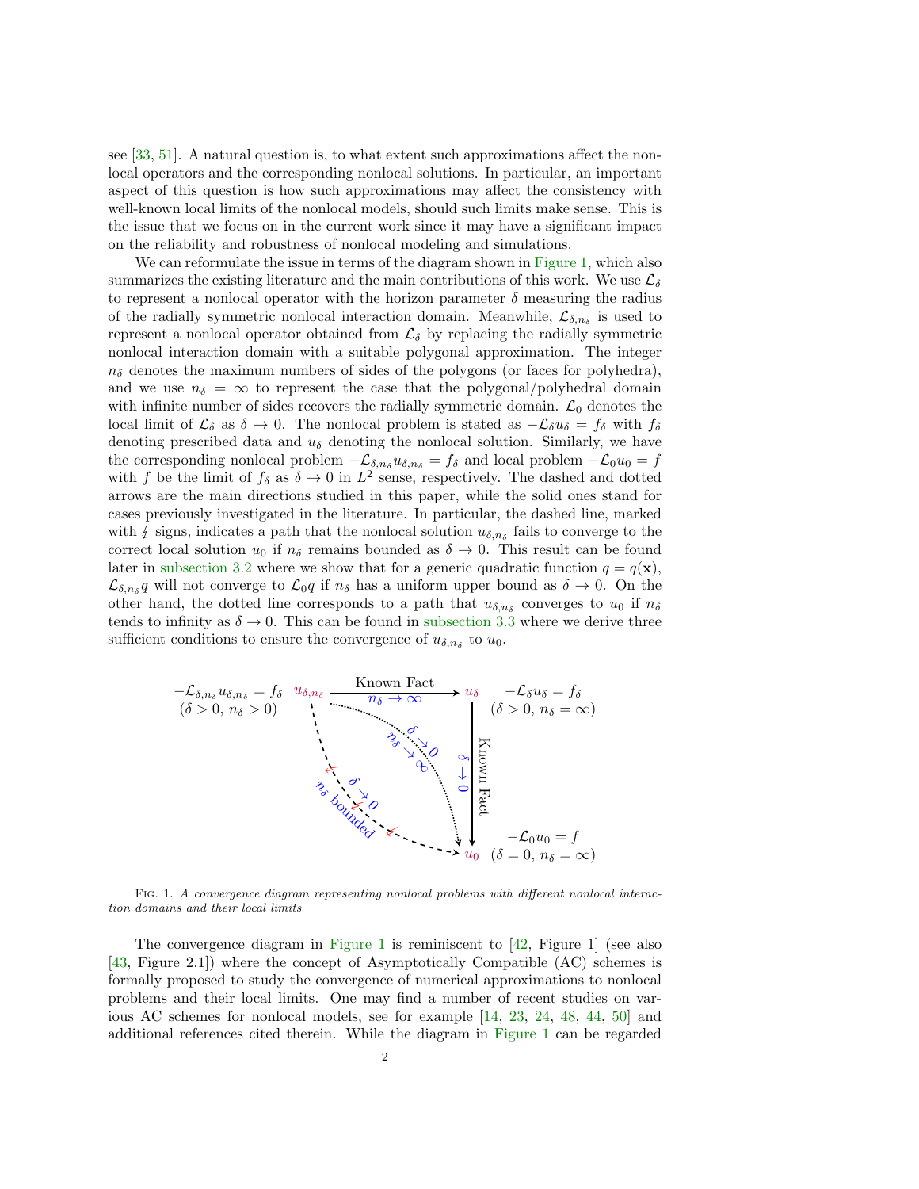see [33, 51]. A natural question is, to what extent such approximations affect the nonlocal operators and the corresponding nonlocal solutions. In particular, an important aspect of this question is how such approximations may affect the consistency with well-known local limits of the nonlocal models, should such limits make sense. This is the issue that we focus on in the current work since it may have a significant impact on the reliability and robustness of nonlocal modeling and simulations.

We can reformulate the issue in terms of the diagram shown in Figure 1, which also summarizes the existing literature and the main contributions of this work. We use $\mathcal{L}_\delta$ to represent a nonlocal operator with the horizon parameter $\delta$ measuring the radius of the radially symmetric nonlocal interaction domain. Meanwhile, $\mathcal{L}_{\delta,n_\delta}$ is used to represent a nonlocal operator obtained from $\mathcal{L}_\delta$ by replacing the radially symmetric nonlocal interaction domain with a suitable polygonal approximation. The integer $n_\delta$ denotes the maximum numbers of sides of the polygons (or faces for polyhedra), and we use $n_\delta = \infty$ to represent the case that the polygonal/polyhedral domain with infinite number of sides recovers the radially symmetric domain. $\mathcal{L}_0$ denotes the local limit of $\mathcal{L}_\delta$ as $\delta \to 0$. The nonlocal problem is stated as $-\mathcal{L}_\delta u_\delta = f_\delta$ with $f_\delta$ denoting prescribed data and $u_\delta$ denoting the nonlocal solution. Similarly, we have the corresponding nonlocal problem $-\mathcal{L}_{\delta,n_\delta} u_{\delta,n_\delta} = f_\delta$ and local problem $-\mathcal{L}_0 u_0 = f$ with $f$ be the limit of $f_\delta$ as $\delta \to 0$ in $L^2$ sense, respectively. The dashed and dotted arrows are the main directions studied in this paper, while the solid ones stand for cases previously investigated in the literature. In particular, the dashed line, marked with $\not\downarrow$ signs, indicates a path that the nonlocal solution $u_{\delta,n_\delta}$ fails to converge to the correct local solution $u_0$ if $n_\delta$ remains bounded as $\delta \to 0$. This result can be found later in subsection 3.2 where we show that for a generic quadratic function $q = q(\mathbf{x})$, $\mathcal{L}_{\delta,n_\delta} q$ will not converge to $\mathcal{L}_0 q$ if $n_\delta$ has a uniform upper bound as $\delta \to 0$. On the other hand, the dotted line corresponds to a path that $u_{\delta,n_\delta}$ converges to $u_0$ if $n_\delta$ tends to infinity as $\delta \to 0$. This can be found in subsection 3.3 where we derive three sufficient conditions to ensure the convergence of $u_{\delta,n_\delta}$ to $u_0$.

$-\mathcal{L}_{\delta,n_\delta} u_{\delta,n_\delta} = f_\delta$ ($\delta > 0$, $n_\delta > 0$) — $u_{\delta,n_\delta}$ → (Known Fact, $n_\delta \to \infty$) → $u_\delta$ — $-\mathcal{L}_\delta u_\delta = f_\delta$ ($\delta > 0$, $n_\delta = \infty$)

$u_\delta$ → (Known Fact, $\delta \to 0$) → $u_0$ — $-\mathcal{L}_0 u_0 = f$ ($\delta = 0$, $n_\delta = \infty$)

$u_{\delta,n_\delta}$ ⇢ ($\delta \to 0$, $n_\delta \to \infty$) ⇢ $u_0$; $u_{\delta,n_\delta}$ ⇢ ($\delta \to 0$, $n_\delta$ bounded, $\not\to$) ⇢ $u_0$

Fig. 1. *A convergence diagram representing nonlocal problems with different nonlocal interaction domains and their local limits*

The convergence diagram in Figure 1 is reminiscent to [42, Figure 1] (see also [43, Figure 2.1]) where the concept of Asymptotically Compatible (AC) schemes is formally proposed to study the convergence of numerical approximations to nonlocal problems and their local limits. One may find a number of recent studies on various AC schemes for nonlocal models, see for example [14, 23, 24, 48, 44, 50] and additional references cited therein. While the diagram in Figure 1 can be regarded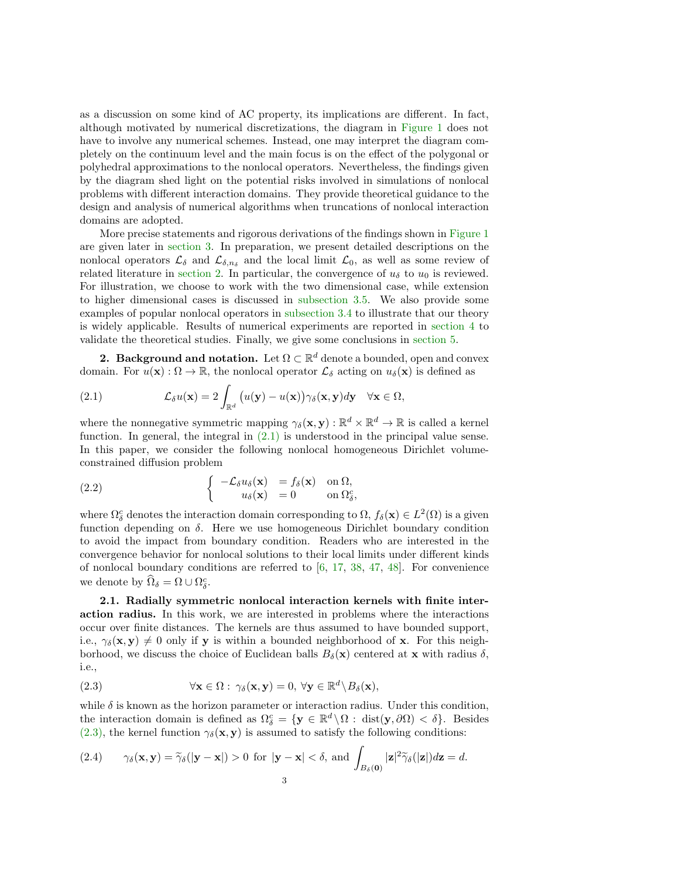as a discussion on some kind of AC property, its implications are different. In fact, although motivated by numerical discretizations, the diagram in Figure 1 does not have to involve any numerical schemes. Instead, one may interpret the diagram completely on the continuum level and the main focus is on the effect of the polygonal or polyhedral approximations to the nonlocal operators. Nevertheless, the findings given by the diagram shed light on the potential risks involved in simulations of nonlocal problems with different interaction domains. They provide theoretical guidance to the design and analysis of numerical algorithms when truncations of nonlocal interaction domains are adopted.

More precise statements and rigorous derivations of the findings shown in Figure 1 are given later in section 3. In preparation, we present detailed descriptions on the nonlocal operators $\mathcal{L}_\delta$ and $\mathcal{L}_{\delta,n_\delta}$ and the local limit $\mathcal{L}_0$, as well as some review of related literature in section 2. In particular, the convergence of $u_\delta$ to $u_0$ is reviewed. For illustration, we choose to work with the two dimensional case, while extension to higher dimensional cases is discussed in subsection 3.5. We also provide some examples of popular nonlocal operators in subsection 3.4 to illustrate that our theory is widely applicable. Results of numerical experiments are reported in section 4 to validate the theoretical studies. Finally, we give some conclusions in section 5.

## 2. Background and notation.

Let $\Omega \subset \mathbb{R}^d$ denote a bounded, open and convex domain. For $u(\mathbf{x}) : \Omega \to \mathbb{R}$, the nonlocal operator $\mathcal{L}_\delta$ acting on $u_\delta(\mathbf{x})$ is defined as

$$\mathcal{L}_\delta u(\mathbf{x}) = 2\int_{\mathbb{R}^d} \big(u(\mathbf{y}) - u(\mathbf{x})\big)\gamma_\delta(\mathbf{x},\mathbf{y})d\mathbf{y} \quad \forall \mathbf{x} \in \Omega, \tag{2.1}$$

where the nonnegative symmetric mapping $\gamma_\delta(\mathbf{x},\mathbf{y}) : \mathbb{R}^d \times \mathbb{R}^d \to \mathbb{R}$ is called a kernel function. In general, the integral in (2.1) is understood in the principal value sense. In this paper, we consider the following nonlocal homogeneous Dirichlet volume-constrained diffusion problem

$$\begin{cases} -\mathcal{L}_\delta u_\delta(\mathbf{x}) &= f_\delta(\mathbf{x}) \quad \text{on } \Omega, \\ \quad\;\; u_\delta(\mathbf{x}) &= 0 \qquad\;\; \text{on } \Omega_\delta^c, \end{cases} \tag{2.2}$$

where $\Omega_\delta^c$ denotes the interaction domain corresponding to $\Omega$, $f_\delta(\mathbf{x}) \in L^2(\Omega)$ is a given function depending on $\delta$. Here we use homogeneous Dirichlet boundary condition to avoid the impact from boundary condition. Readers who are interested in the convergence behavior for nonlocal solutions to their local limits under different kinds of nonlocal boundary conditions are referred to [6, 17, 38, 47, 48]. For convenience we denote by $\widehat{\Omega}_\delta = \Omega \cup \Omega_\delta^c$.

### 2.1. Radially symmetric nonlocal interaction kernels with finite interaction radius.

In this work, we are interested in problems where the interactions occur over finite distances. The kernels are thus assumed to have bounded support, i.e., $\gamma_\delta(\mathbf{x},\mathbf{y}) \neq 0$ only if $\mathbf{y}$ is within a bounded neighborhood of $\mathbf{x}$. For this neighborhood, we discuss the choice of Euclidean balls $B_\delta(\mathbf{x})$ centered at $\mathbf{x}$ with radius $\delta$, i.e.,

$$\forall \mathbf{x} \in \Omega : \; \gamma_\delta(\mathbf{x},\mathbf{y}) = 0, \; \forall \mathbf{y} \in \mathbb{R}^d \backslash B_\delta(\mathbf{x}), \tag{2.3}$$

while $\delta$ is known as the horizon parameter or interaction radius. Under this condition, the interaction domain is defined as $\Omega_\delta^c = \{\mathbf{y} \in \mathbb{R}^d \backslash \Omega : \operatorname{dist}(\mathbf{y}, \partial\Omega) < \delta\}$. Besides (2.3), the kernel function $\gamma_\delta(\mathbf{x},\mathbf{y})$ is assumed to satisfy the following conditions:

$$\gamma_\delta(\mathbf{x},\mathbf{y}) = \widetilde{\gamma}_\delta(|\mathbf{y}-\mathbf{x}|) > 0 \text{ for } |\mathbf{y}-\mathbf{x}| < \delta, \text{ and } \int_{B_\delta(\mathbf{0})} |\mathbf{z}|^2 \widetilde{\gamma}_\delta(|\mathbf{z}|)d\mathbf{z} = d. \tag{2.4}$$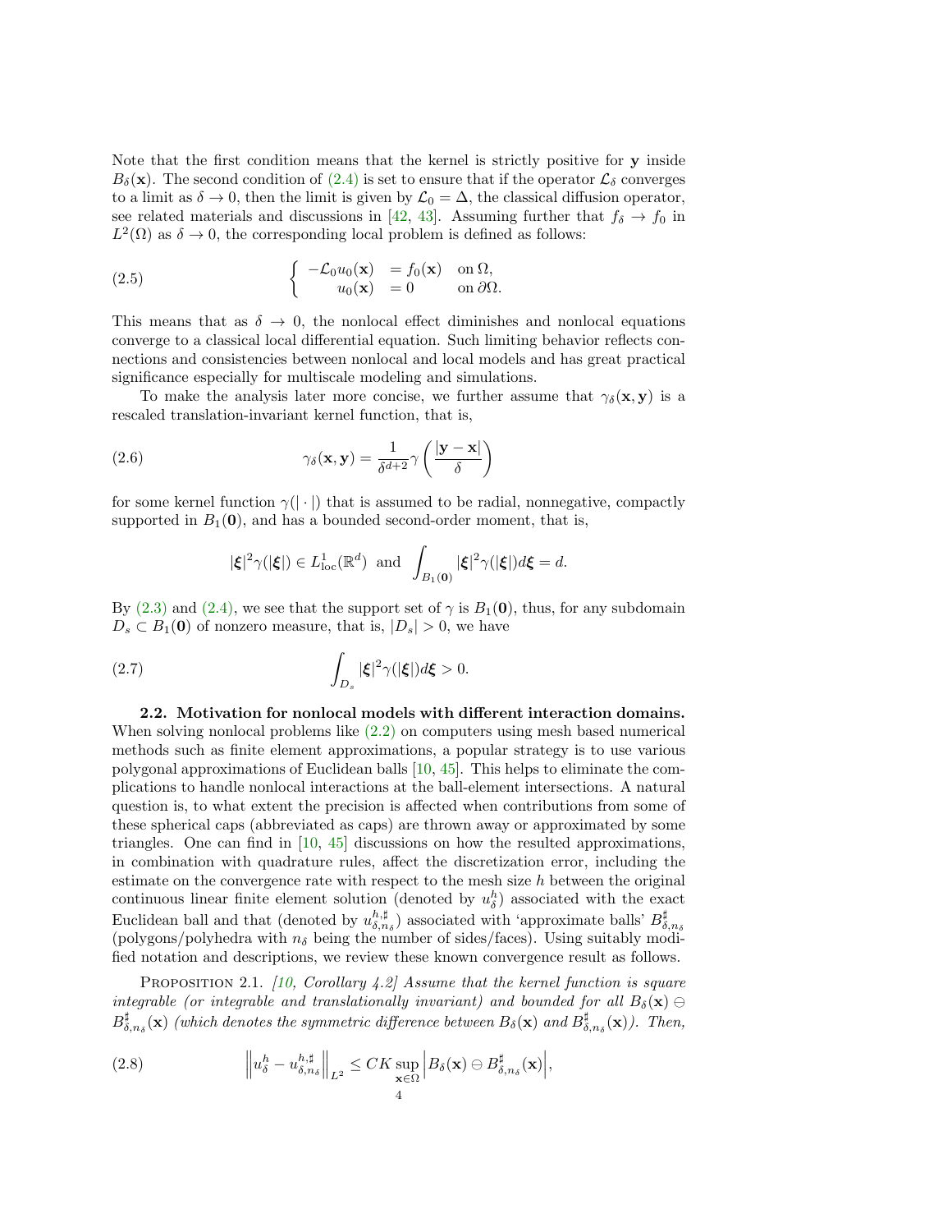Note that the first condition means that the kernel is strictly positive for $\mathbf{y}$ inside $B_\delta(\mathbf{x})$. The second condition of (2.4) is set to ensure that if the operator $\mathcal{L}_\delta$ converges to a limit as $\delta \to 0$, then the limit is given by $\mathcal{L}_0 = \Delta$, the classical diffusion operator, see related materials and discussions in [42, 43]. Assuming further that $f_\delta \to f_0$ in $L^2(\Omega)$ as $\delta \to 0$, the corresponding local problem is defined as follows:

$$
\begin{cases} -\mathcal{L}_0 u_0(\mathbf{x}) &= f_0(\mathbf{x}) \quad \text{on } \Omega, \\ \quad\;\; u_0(\mathbf{x}) &= 0 \quad\quad\;\;\, \text{on } \partial\Omega. \end{cases} \tag{2.5}
$$

This means that as $\delta \to 0$, the nonlocal effect diminishes and nonlocal equations converge to a classical local differential equation. Such limiting behavior reflects connections and consistencies between nonlocal and local models and has great practical significance especially for multiscale modeling and simulations.

To make the analysis later more concise, we further assume that $\gamma_\delta(\mathbf{x}, \mathbf{y})$ is a rescaled translation-invariant kernel function, that is,

$$
\gamma_\delta(\mathbf{x}, \mathbf{y}) = \frac{1}{\delta^{d+2}} \gamma\left(\frac{|\mathbf{y} - \mathbf{x}|}{\delta}\right) \tag{2.6}
$$

for some kernel function $\gamma(|\cdot|)$ that is assumed to be radial, nonnegative, compactly supported in $B_1(\mathbf{0})$, and has a bounded second-order moment, that is,

$$
|\boldsymbol{\xi}|^2 \gamma(|\boldsymbol{\xi}|) \in L^1_{\text{loc}}(\mathbb{R}^d) \;\text{ and }\; \int_{B_1(\mathbf{0})} |\boldsymbol{\xi}|^2 \gamma(|\boldsymbol{\xi}|) d\boldsymbol{\xi} = d.
$$

By (2.3) and (2.4), we see that the support set of $\gamma$ is $B_1(\mathbf{0})$, thus, for any subdomain $D_s \subset B_1(\mathbf{0})$ of nonzero measure, that is, $|D_s| > 0$, we have

$$
\int_{D_s} |\boldsymbol{\xi}|^2 \gamma(|\boldsymbol{\xi}|) d\boldsymbol{\xi} > 0. \tag{2.7}
$$

**2.2. Motivation for nonlocal models with different interaction domains.** When solving nonlocal problems like (2.2) on computers using mesh based numerical methods such as finite element approximations, a popular strategy is to use various polygonal approximations of Euclidean balls [10, 45]. This helps to eliminate the complications to handle nonlocal interactions at the ball-element intersections. A natural question is, to what extent the precision is affected when contributions from some of these spherical caps (abbreviated as caps) are thrown away or approximated by some triangles. One can find in [10, 45] discussions on how the resulted approximations, in combination with quadrature rules, affect the discretization error, including the estimate on the convergence rate with respect to the mesh size $h$ between the original continuous linear finite element solution (denoted by $u^h_\delta$) associated with the exact Euclidean ball and that (denoted by $u^{h,\sharp}_{\delta,n_\delta}$) associated with 'approximate balls' $B^\sharp_{\delta,n_\delta}$ (polygons/polyhedra with $n_\delta$ being the number of sides/faces). Using suitably modified notation and descriptions, we review these known convergence result as follows.

Proposition 2.1. *[10, Corollary 4.2] Assume that the kernel function is square integrable (or integrable and translationally invariant) and bounded for all $B_\delta(\mathbf{x}) \ominus B^\sharp_{\delta,n_\delta}(\mathbf{x})$ (which denotes the symmetric difference between $B_\delta(\mathbf{x})$ and $B^\sharp_{\delta,n_\delta}(\mathbf{x})$). Then,*

$$
\left\| u^h_\delta - u^{h,\sharp}_{\delta,n_\delta} \right\|_{L^2} \le CK \sup_{\mathbf{x} \in \Omega} \left| B_\delta(\mathbf{x}) \ominus B^\sharp_{\delta,n_\delta}(\mathbf{x}) \right|, \tag{2.8}
$$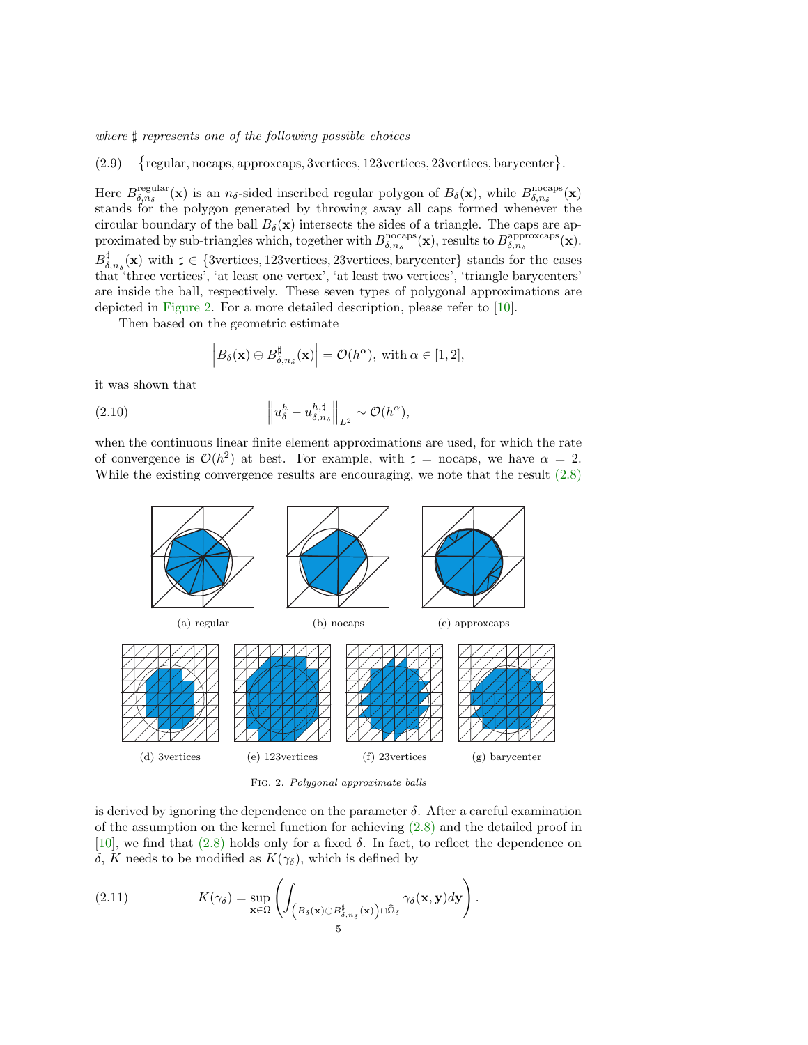*where* $\sharp$ *represents one of the following possible choices*

$$\{\text{regular}, \text{nocaps}, \text{approxcaps}, \text{3vertices}, \text{123vertices}, \text{23vertices}, \text{barycenter}\}. \tag{2.9}$$

Here $B_{\delta,n_\delta}^{\text{regular}}(\mathbf{x})$ is an $n_\delta$-sided inscribed regular polygon of $B_\delta(\mathbf{x})$, while $B_{\delta,n_\delta}^{\text{nocaps}}(\mathbf{x})$ stands for the polygon generated by throwing away all caps formed whenever the circular boundary of the ball $B_\delta(\mathbf{x})$ intersects the sides of a triangle. The caps are approximated by sub-triangles which, together with $B_{\delta,n_\delta}^{\text{nocaps}}(\mathbf{x})$, results to $B_{\delta,n_\delta}^{\text{approxcaps}}(\mathbf{x})$. $B_{\delta,n_\delta}^{\sharp}(\mathbf{x})$ with $\sharp \in \{\text{3vertices}, \text{123vertices}, \text{23vertices}, \text{barycenter}\}$ stands for the cases that 'three vertices', 'at least one vertex', 'at least two vertices', 'triangle barycenters' are inside the ball, respectively. These seven types of polygonal approximations are depicted in Figure 2. For a more detailed description, please refer to [10].

Then based on the geometric estimate

$$\left| B_\delta(\mathbf{x}) \ominus B_{\delta,n_\delta}^{\sharp}(\mathbf{x}) \right| = \mathcal{O}(h^\alpha), \text{ with } \alpha \in [1,2],$$

it was shown that

$$\left\| u_\delta^h - u_{\delta,n_\delta}^{h,\sharp} \right\|_{L^2} \sim \mathcal{O}(h^\alpha), \tag{2.10}$$

when the continuous linear finite element approximations are used, for which the rate of convergence is $\mathcal{O}(h^2)$ at best. For example, with $\sharp$ = nocaps, we have $\alpha = 2$. While the existing convergence results are encouraging, we note that the result (2.8)

(a) regular (b) nocaps (c) approxcaps

(d) 3vertices (e) 123vertices (f) 23vertices (g) barycenter

Fig. 2. *Polygonal approximate balls*

is derived by ignoring the dependence on the parameter $\delta$. After a careful examination of the assumption on the kernel function for achieving (2.8) and the detailed proof in [10], we find that (2.8) holds only for a fixed $\delta$. In fact, to reflect the dependence on $\delta$, $K$ needs to be modified as $K(\gamma_\delta)$, which is defined by

$$K(\gamma_\delta) = \sup_{\mathbf{x}\in\Omega} \left( \int_{\left(B_\delta(\mathbf{x}) \ominus B_{\delta,n_\delta}^{\sharp}(\mathbf{x})\right) \cap \widehat{\Omega}_\delta} \gamma_\delta(\mathbf{x},\mathbf{y}) d\mathbf{y} \right). \tag{2.11}$$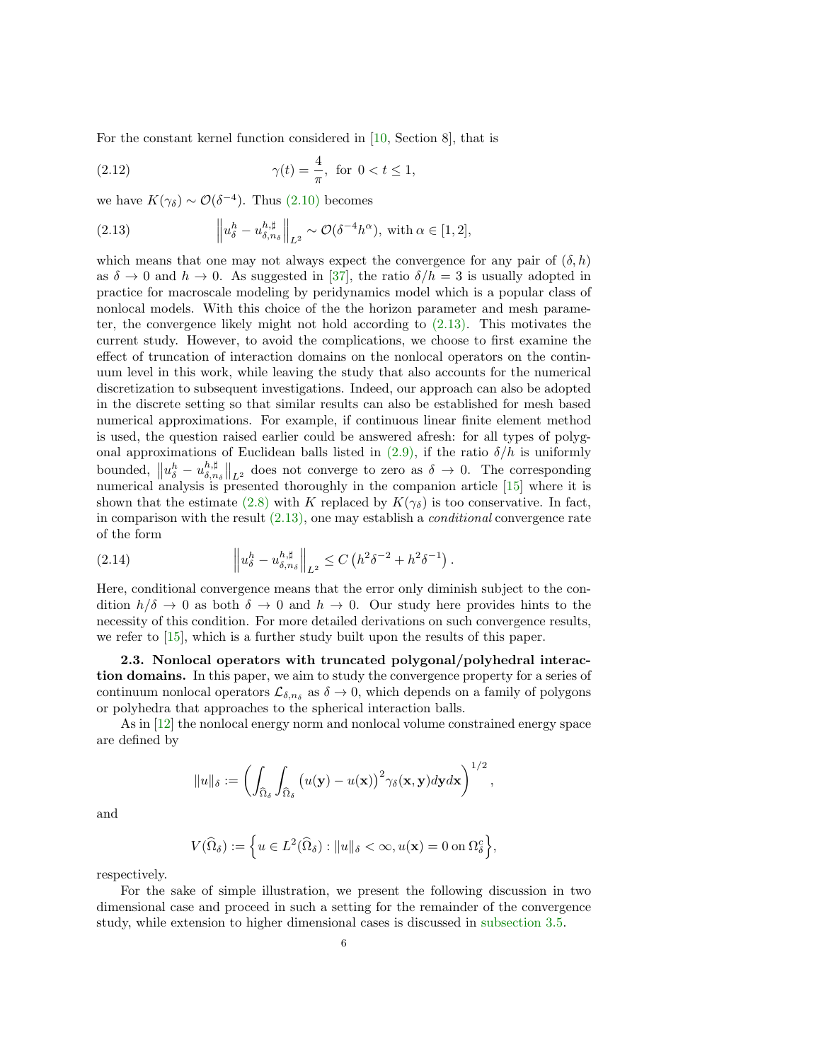For the constant kernel function considered in [10, Section 8], that is

$$\gamma(t) = \frac{4}{\pi}, \text{ for } 0 < t \leq 1, \tag{2.12}$$

we have $K(\gamma_\delta) \sim \mathcal{O}(\delta^{-4})$. Thus (2.10) becomes

$$\left\| u_\delta^h - u_{\delta,n_\delta}^{h,\sharp} \right\|_{L^2} \sim \mathcal{O}(\delta^{-4} h^\alpha), \text{ with } \alpha \in [1,2], \tag{2.13}$$

which means that one may not always expect the convergence for any pair of $(\delta, h)$ as $\delta \to 0$ and $h \to 0$. As suggested in [37], the ratio $\delta/h = 3$ is usually adopted in practice for macroscale modeling by peridynamics model which is a popular class of nonlocal models. With this choice of the the horizon parameter and mesh parameter, the convergence likely might not hold according to (2.13). This motivates the current study. However, to avoid the complications, we choose to first examine the effect of truncation of interaction domains on the nonlocal operators on the continuum level in this work, while leaving the study that also accounts for the numerical discretization to subsequent investigations. Indeed, our approach can also be adopted in the discrete setting so that similar results can also be established for mesh based numerical approximations. For example, if continuous linear finite element method is used, the question raised earlier could be answered afresh: for all types of polygonal approximations of Euclidean balls listed in (2.9), if the ratio $\delta/h$ is uniformly bounded, $\left\| u_\delta^h - u_{\delta,n_\delta}^{h,\sharp} \right\|_{L^2}$ does not converge to zero as $\delta \to 0$. The corresponding numerical analysis is presented thoroughly in the companion article [15] where it is shown that the estimate (2.8) with $K$ replaced by $K(\gamma_\delta)$ is too conservative. In fact, in comparison with the result (2.13), one may establish a *conditional* convergence rate of the form

$$\left\| u_\delta^h - u_{\delta,n_\delta}^{h,\sharp} \right\|_{L^2} \leq C \left( h^2 \delta^{-2} + h^2 \delta^{-1} \right). \tag{2.14}$$

Here, conditional convergence means that the error only diminish subject to the condition $h/\delta \to 0$ as both $\delta \to 0$ and $h \to 0$. Our study here provides hints to the necessity of this condition. For more detailed derivations on such convergence results, we refer to [15], which is a further study built upon the results of this paper.

**2.3. Nonlocal operators with truncated polygonal/polyhedral interaction domains.** In this paper, we aim to study the convergence property for a series of continuum nonlocal operators $\mathcal{L}_{\delta,n_\delta}$ as $\delta \to 0$, which depends on a family of polygons or polyhedra that approaches to the spherical interaction balls.

As in [12] the nonlocal energy norm and nonlocal volume constrained energy space are defined by

$$\|u\|_\delta := \left( \int_{\widehat{\Omega}_\delta} \int_{\widehat{\Omega}_\delta} \left( u(\mathbf{y}) - u(\mathbf{x}) \right)^2 \gamma_\delta(\mathbf{x}, \mathbf{y}) d\mathbf{y} d\mathbf{x} \right)^{1/2},$$

and

$$V(\widehat{\Omega}_\delta) := \left\{ u \in L^2(\widehat{\Omega}_\delta) : \|u\|_\delta < \infty, u(\mathbf{x}) = 0 \text{ on } \Omega_\delta^c \right\},$$

respectively.

For the sake of simple illustration, we present the following discussion in two dimensional case and proceed in such a setting for the remainder of the convergence study, while extension to higher dimensional cases is discussed in subsection 3.5.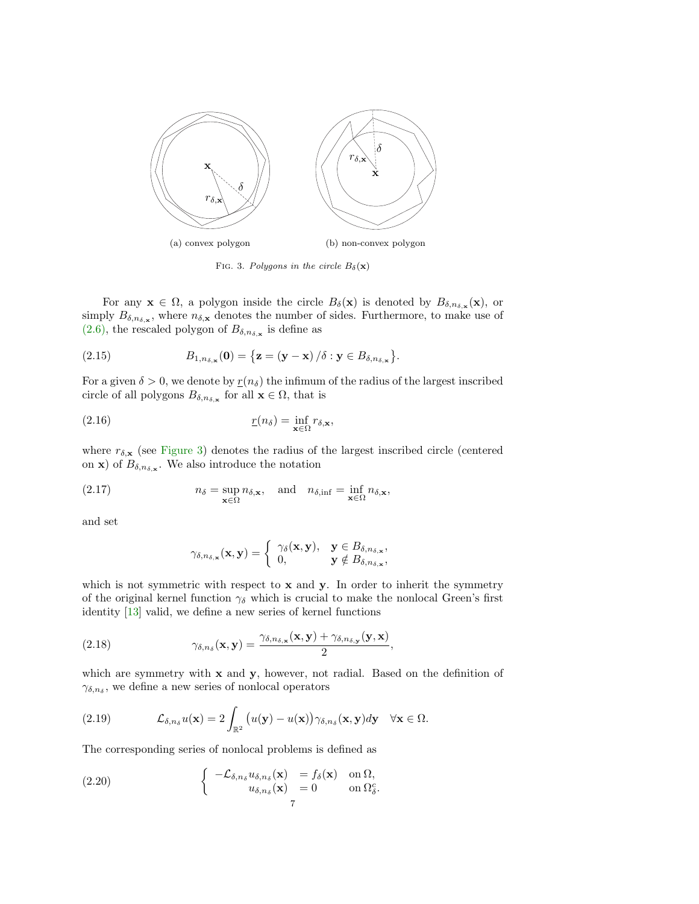(a) convex polygon

(b) non-convex polygon

FIG. 3. *Polygons in the circle $B_\delta(\mathbf{x})$*

For any $\mathbf{x} \in \Omega$, a polygon inside the circle $B_\delta(\mathbf{x})$ is denoted by $B_{\delta,n_{\delta,\mathbf{x}}}(\mathbf{x})$, or simply $B_{\delta,n_{\delta,\mathbf{x}}}$, where $n_{\delta,\mathbf{x}}$ denotes the number of sides. Furthermore, to make use of (2.6), the rescaled polygon of $B_{\delta,n_{\delta,\mathbf{x}}}$ is define as

$$B_{1,n_{\delta,\mathbf{x}}}(\mathbf{0}) = \left\{\mathbf{z} = (\mathbf{y}-\mathbf{x})/\delta : \mathbf{y} \in B_{\delta,n_{\delta,\mathbf{x}}}\right\}. \tag{2.15}$$

For a given $\delta > 0$, we denote by $\underline{r}(n_\delta)$ the infimum of the radius of the largest inscribed circle of all polygons $B_{\delta,n_{\delta,\mathbf{x}}}$ for all $\mathbf{x} \in \Omega$, that is

$$\underline{r}(n_\delta) = \inf_{\mathbf{x}\in\Omega} r_{\delta,\mathbf{x}}, \tag{2.16}$$

where $r_{\delta,\mathbf{x}}$ (see Figure 3) denotes the radius of the largest inscribed circle (centered on $\mathbf{x}$) of $B_{\delta,n_{\delta,\mathbf{x}}}$. We also introduce the notation

$$n_\delta = \sup_{\mathbf{x}\in\Omega} n_{\delta,\mathbf{x}}, \quad \text{and} \quad n_{\delta,\inf} = \inf_{\mathbf{x}\in\Omega} n_{\delta,\mathbf{x}}, \tag{2.17}$$

and set

$$\gamma_{\delta,n_{\delta,\mathbf{x}}}(\mathbf{x},\mathbf{y}) = \begin{cases} \gamma_\delta(\mathbf{x},\mathbf{y}), & \mathbf{y} \in B_{\delta,n_{\delta,\mathbf{x}}}, \\ 0, & \mathbf{y} \notin B_{\delta,n_{\delta,\mathbf{x}}}, \end{cases}$$

which is not symmetric with respect to $\mathbf{x}$ and $\mathbf{y}$. In order to inherit the symmetry of the original kernel function $\gamma_\delta$ which is crucial to make the nonlocal Green's first identity [13] valid, we define a new series of kernel functions

$$\gamma_{\delta,n_\delta}(\mathbf{x},\mathbf{y}) = \frac{\gamma_{\delta,n_{\delta,\mathbf{x}}}(\mathbf{x},\mathbf{y}) + \gamma_{\delta,n_{\delta,\mathbf{y}}}(\mathbf{y},\mathbf{x})}{2}, \tag{2.18}$$

which are symmetry with $\mathbf{x}$ and $\mathbf{y}$, however, not radial. Based on the definition of $\gamma_{\delta,n_\delta}$, we define a new series of nonlocal operators

$$\mathcal{L}_{\delta,n_\delta} u(\mathbf{x}) = 2\int_{\mathbb{R}^2} \big(u(\mathbf{y}) - u(\mathbf{x})\big)\gamma_{\delta,n_\delta}(\mathbf{x},\mathbf{y})d\mathbf{y} \quad \forall \mathbf{x} \in \Omega. \tag{2.19}$$

The corresponding series of nonlocal problems is defined as

$$\begin{cases} -\mathcal{L}_{\delta,n_\delta} u_{\delta,n_\delta}(\mathbf{x}) &= f_\delta(\mathbf{x}) \quad \text{on } \Omega, \\ \qquad u_{\delta,n_\delta}(\mathbf{x}) &= 0 \qquad \text{on } \Omega_\delta^c. \end{cases} \tag{2.20}$$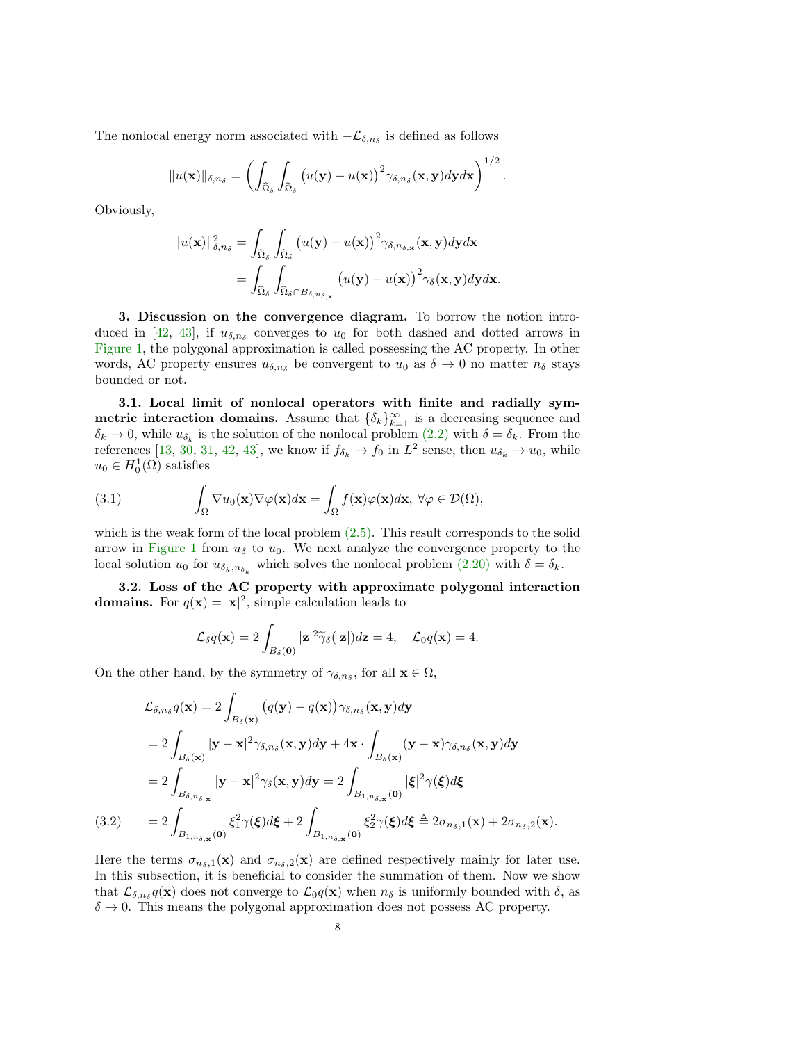The nonlocal energy norm associated with $-\mathcal{L}_{\delta,n_\delta}$ is defined as follows

$$\|u(\mathbf{x})\|_{\delta,n_\delta} = \left(\int_{\widehat{\Omega}_\delta}\int_{\widehat{\Omega}_\delta}\big(u(\mathbf{y})-u(\mathbf{x})\big)^2\gamma_{\delta,n_\delta}(\mathbf{x},\mathbf{y})d\mathbf{y}d\mathbf{x}\right)^{1/2}.$$

Obviously,

$$\begin{aligned}
\|u(\mathbf{x})\|^2_{\delta,n_\delta} &= \int_{\widehat{\Omega}_\delta}\int_{\widehat{\Omega}_\delta}\big(u(\mathbf{y})-u(\mathbf{x})\big)^2\gamma_{\delta,n_{\delta,\mathbf{x}}}(\mathbf{x},\mathbf{y})d\mathbf{y}d\mathbf{x}\\
&= \int_{\widehat{\Omega}_\delta}\int_{\widehat{\Omega}_\delta\cap B_{\delta,n_{\delta,\mathbf{x}}}}\big(u(\mathbf{y})-u(\mathbf{x})\big)^2\gamma_{\delta}(\mathbf{x},\mathbf{y})d\mathbf{y}d\mathbf{x}.
\end{aligned}$$

**3. Discussion on the convergence diagram.** To borrow the notion introduced in [42, 43], if $u_{\delta,n_\delta}$ converges to $u_0$ for both dashed and dotted arrows in Figure 1, the polygonal approximation is called possessing the AC property. In other words, AC property ensures $u_{\delta,n_\delta}$ be convergent to $u_0$ as $\delta\to 0$ no matter $n_\delta$ stays bounded or not.

**3.1. Local limit of nonlocal operators with finite and radially symmetric interaction domains.** Assume that $\{\delta_k\}_{k=1}^\infty$ is a decreasing sequence and $\delta_k\to 0$, while $u_{\delta_k}$ is the solution of the nonlocal problem (2.2) with $\delta=\delta_k$. From the references [13, 30, 31, 42, 43], we know if $f_{\delta_k}\to f_0$ in $L^2$ sense, then $u_{\delta_k}\to u_0$, while $u_0\in H_0^1(\Omega)$ satisfies

$$\int_\Omega \nabla u_0(\mathbf{x})\nabla\varphi(\mathbf{x})d\mathbf{x} = \int_\Omega f(\mathbf{x})\varphi(\mathbf{x})d\mathbf{x},\ \forall\varphi\in\mathcal{D}(\Omega), \tag{3.1}$$

which is the weak form of the local problem (2.5). This result corresponds to the solid arrow in Figure 1 from $u_\delta$ to $u_0$. We next analyze the convergence property to the local solution $u_0$ for $u_{\delta_k,n_{\delta_k}}$ which solves the nonlocal problem (2.20) with $\delta=\delta_k$.

**3.2. Loss of the AC property with approximate polygonal interaction domains.** For $q(\mathbf{x})=|\mathbf{x}|^2$, simple calculation leads to

$$\mathcal{L}_\delta q(\mathbf{x}) = 2\int_{B_\delta(\mathbf{0})}|\mathbf{z}|^2\widetilde{\gamma}_\delta(|\mathbf{z}|)d\mathbf{z} = 4,\quad \mathcal{L}_0 q(\mathbf{x}) = 4.$$

On the other hand, by the symmetry of $\gamma_{\delta,n_\delta}$, for all $\mathbf{x}\in\Omega$,

$$\begin{aligned}
\mathcal{L}_{\delta,n_\delta}q(\mathbf{x}) &= 2\int_{B_\delta(\mathbf{x})}\big(q(\mathbf{y})-q(\mathbf{x})\big)\gamma_{\delta,n_\delta}(\mathbf{x},\mathbf{y})d\mathbf{y}\\
&= 2\int_{B_\delta(\mathbf{x})}|\mathbf{y}-\mathbf{x}|^2\gamma_{\delta,n_\delta}(\mathbf{x},\mathbf{y})d\mathbf{y} + 4\mathbf{x}\cdot\int_{B_\delta(\mathbf{x})}(\mathbf{y}-\mathbf{x})\gamma_{\delta,n_\delta}(\mathbf{x},\mathbf{y})d\mathbf{y}\\
&= 2\int_{B_{\delta,n_{\delta,\mathbf{x}}}}|\mathbf{y}-\mathbf{x}|^2\gamma_\delta(\mathbf{x},\mathbf{y})d\mathbf{y} = 2\int_{B_{1,n_{\delta,\mathbf{x}}}(\mathbf{0})}|\boldsymbol{\xi}|^2\gamma(\boldsymbol{\xi})d\boldsymbol{\xi}\\
&= 2\int_{B_{1,n_{\delta,\mathbf{x}}}(\mathbf{0})}\xi_1^2\gamma(\boldsymbol{\xi})d\boldsymbol{\xi} + 2\int_{B_{1,n_{\delta,\mathbf{x}}}(\mathbf{0})}\xi_2^2\gamma(\boldsymbol{\xi})d\boldsymbol{\xi} \triangleq 2\sigma_{n_\delta,1}(\mathbf{x}) + 2\sigma_{n_\delta,2}(\mathbf{x}).
\end{aligned} \tag{3.2}$$

Here the terms $\sigma_{n_\delta,1}(\mathbf{x})$ and $\sigma_{n_\delta,2}(\mathbf{x})$ are defined respectively mainly for later use. In this subsection, it is beneficial to consider the summation of them. Now we show that $\mathcal{L}_{\delta,n_\delta}q(\mathbf{x})$ does not converge to $\mathcal{L}_0 q(\mathbf{x})$ when $n_\delta$ is uniformly bounded with $\delta$, as $\delta\to 0$. This means the polygonal approximation does not possess AC property.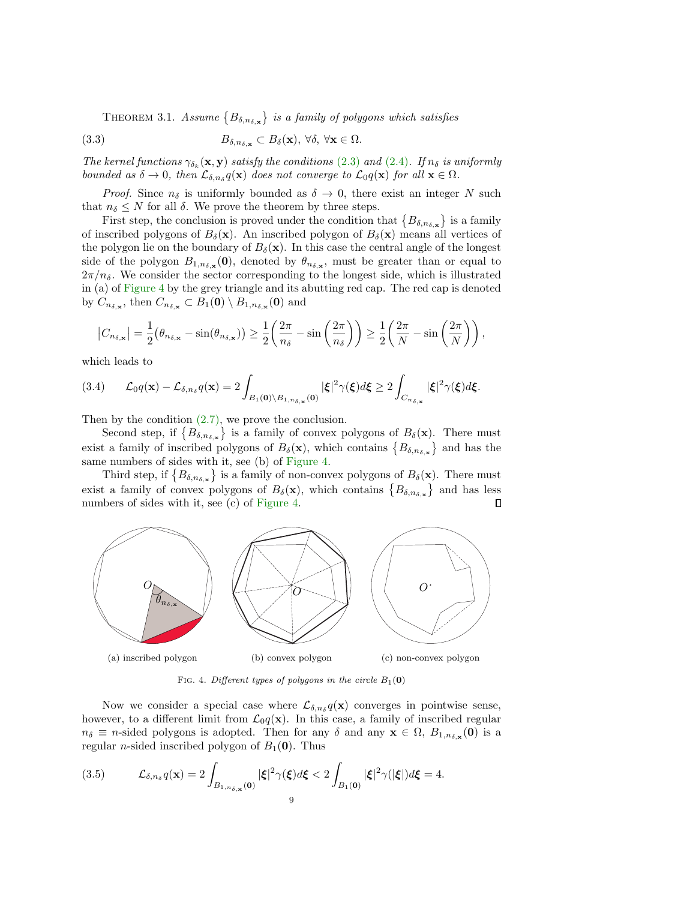THEOREM 3.1. *Assume $\left\{B_{\delta,n_{\delta,\mathbf{x}}}\right\}$ is a family of polygons which satisfies*

$$B_{\delta,n_{\delta,\mathbf{x}}} \subset B_\delta(\mathbf{x}),\ \forall\delta,\ \forall\mathbf{x}\in\Omega. \tag{3.3}$$

*The kernel functions $\gamma_{\delta_k}(\mathbf{x},\mathbf{y})$ satisfy the conditions (2.3) and (2.4). If $n_\delta$ is uniformly bounded as $\delta\to 0$, then $\mathcal{L}_{\delta,n_\delta}q(\mathbf{x})$ does not converge to $\mathcal{L}_0 q(\mathbf{x})$ for all $\mathbf{x}\in\Omega$.*

*Proof.* Since $n_\delta$ is uniformly bounded as $\delta\to 0$, there exist an integer $N$ such that $n_\delta \le N$ for all $\delta$. We prove the theorem by three steps.

First step, the conclusion is proved under the condition that $\left\{B_{\delta,n_{\delta,\mathbf{x}}}\right\}$ is a family of inscribed polygons of $B_\delta(\mathbf{x})$. An inscribed polygon of $B_\delta(\mathbf{x})$ means all vertices of the polygon lie on the boundary of $B_\delta(\mathbf{x})$. In this case the central angle of the longest side of the polygon $B_{1,n_{\delta,\mathbf{x}}}(\mathbf{0})$, denoted by $\theta_{n_{\delta,\mathbf{x}}}$, must be greater than or equal to $2\pi/n_\delta$. We consider the sector corresponding to the longest side, which is illustrated in (a) of Figure 4 by the grey triangle and its abutting red cap. The red cap is denoted by $C_{n_{\delta,\mathbf{x}}}$, then $C_{n_{\delta,\mathbf{x}}}\subset B_1(\mathbf{0})\setminus B_{1,n_{\delta,\mathbf{x}}}(\mathbf{0})$ and

$$\left|C_{n_{\delta,\mathbf{x}}}\right| = \frac{1}{2}\big(\theta_{n_{\delta,\mathbf{x}}} - \sin(\theta_{n_{\delta,\mathbf{x}}})\big) \ge \frac{1}{2}\left(\frac{2\pi}{n_\delta} - \sin\left(\frac{2\pi}{n_\delta}\right)\right) \ge \frac{1}{2}\left(\frac{2\pi}{N} - \sin\left(\frac{2\pi}{N}\right)\right),$$

which leads to

$$\mathcal{L}_0 q(\mathbf{x}) - \mathcal{L}_{\delta,n_\delta}q(\mathbf{x}) = 2\int_{B_1(\mathbf{0})\setminus B_{1,n_{\delta,\mathbf{x}}}(\mathbf{0})} |\boldsymbol{\xi}|^2\gamma(\boldsymbol{\xi})d\boldsymbol{\xi} \ge 2\int_{C_{n_{\delta,\mathbf{x}}}} |\boldsymbol{\xi}|^2\gamma(\boldsymbol{\xi})d\boldsymbol{\xi}. \tag{3.4}$$

Then by the condition (2.7), we prove the conclusion.

Second step, if $\left\{B_{\delta,n_{\delta,\mathbf{x}}}\right\}$ is a family of convex polygons of $B_\delta(\mathbf{x})$. There must exist a family of inscribed polygons of $B_\delta(\mathbf{x})$, which contains $\left\{B_{\delta,n_{\delta,\mathbf{x}}}\right\}$ and has the same numbers of sides with it, see (b) of Figure 4.

Third step, if $\left\{B_{\delta,n_{\delta,\mathbf{x}}}\right\}$ is a family of non-convex polygons of $B_\delta(\mathbf{x})$. There must exist a family of convex polygons of $B_\delta(\mathbf{x})$, which contains $\left\{B_{\delta,n_{\delta,\mathbf{x}}}\right\}$ and has less numbers of sides with it, see (c) of Figure 4. ◻

(a) inscribed polygon (b) convex polygon (c) non-convex polygon

FIG. 4. *Different types of polygons in the circle $B_1(\mathbf{0})$*

Now we consider a special case where $\mathcal{L}_{\delta,n_\delta}q(\mathbf{x})$ converges in pointwise sense, however, to a different limit from $\mathcal{L}_0 q(\mathbf{x})$. In this case, a family of inscribed regular $n_\delta \equiv n$-sided polygons is adopted. Then for any $\delta$ and any $\mathbf{x}\in\Omega$, $B_{1,n_{\delta,\mathbf{x}}}(\mathbf{0})$ is a regular $n$-sided inscribed polygon of $B_1(\mathbf{0})$. Thus

$$\mathcal{L}_{\delta,n_\delta}q(\mathbf{x}) = 2\int_{B_{1,n_{\delta,\mathbf{x}}}(\mathbf{0})} |\boldsymbol{\xi}|^2\gamma(\boldsymbol{\xi})d\boldsymbol{\xi} < 2\int_{B_1(\mathbf{0})} |\boldsymbol{\xi}|^2\gamma(|\boldsymbol{\xi}|)d\boldsymbol{\xi} = 4. \tag{3.5}$$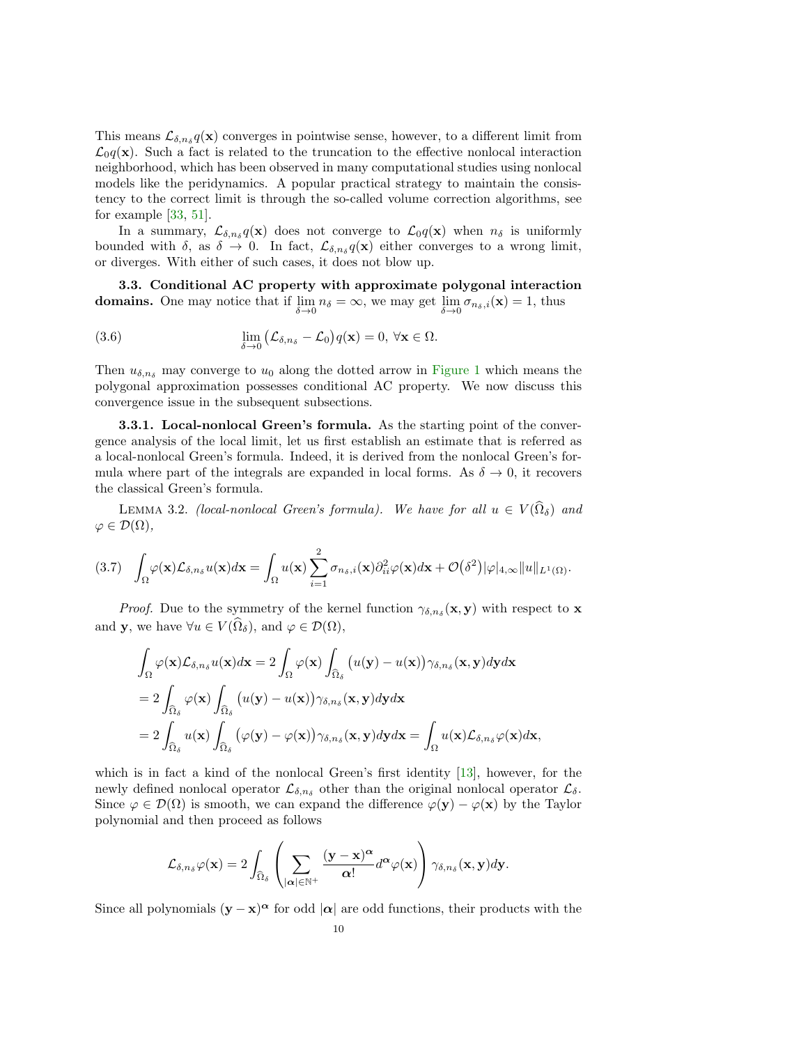This means $\mathcal{L}_{\delta,n_\delta} q(\mathbf{x})$ converges in pointwise sense, however, to a different limit from $\mathcal{L}_0 q(\mathbf{x})$. Such a fact is related to the truncation to the effective nonlocal interaction neighborhood, which has been observed in many computational studies using nonlocal models like the peridynamics. A popular practical strategy to maintain the consistency to the correct limit is through the so-called volume correction algorithms, see for example [33, 51].

In a summary, $\mathcal{L}_{\delta,n_\delta} q(\mathbf{x})$ does not converge to $\mathcal{L}_0 q(\mathbf{x})$ when $n_\delta$ is uniformly bounded with $\delta$, as $\delta \to 0$. In fact, $\mathcal{L}_{\delta,n_\delta} q(\mathbf{x})$ either converges to a wrong limit, or diverges. With either of such cases, it does not blow up.

**3.3. Conditional AC property with approximate polygonal interaction domains.** One may notice that if $\lim\limits_{\delta\to 0} n_\delta = \infty$, we may get $\lim\limits_{\delta \to 0} \sigma_{n_\delta,i}(\mathbf{x}) = 1$, thus

$$\lim_{\delta\to 0} \big(\mathcal{L}_{\delta,n_\delta} - \mathcal{L}_0\big) q(\mathbf{x}) = 0,\ \forall \mathbf{x}\in\Omega. \tag{3.6}$$

Then $u_{\delta,n_\delta}$ may converge to $u_0$ along the dotted arrow in Figure 1 which means the polygonal approximation possesses conditional AC property. We now discuss this convergence issue in the subsequent subsections.

**3.3.1. Local-nonlocal Green's formula.** As the starting point of the convergence analysis of the local limit, let us first establish an estimate that is referred as a local-nonlocal Green's formula. Indeed, it is derived from the nonlocal Green's formula where part of the integrals are expanded in local forms. As $\delta \to 0$, it recovers the classical Green's formula.

Lemma 3.2. *(local-nonlocal Green's formula). We have for all $u \in V(\widehat{\Omega}_\delta)$ and $\varphi \in \mathcal{D}(\Omega)$,*

$$\int_\Omega \varphi(\mathbf{x}) \mathcal{L}_{\delta,n_\delta} u(\mathbf{x}) d\mathbf{x} = \int_\Omega u(\mathbf{x}) \sum_{i=1}^{2} \sigma_{n_\delta,i}(\mathbf{x}) \partial_{ii}^2 \varphi(\mathbf{x}) d\mathbf{x} + \mathcal{O}\big(\delta^2\big) |\varphi|_{4,\infty} \|u\|_{L^1(\Omega)}. \tag{3.7}$$

*Proof.* Due to the symmetry of the kernel function $\gamma_{\delta,n_\delta}(\mathbf{x},\mathbf{y})$ with respect to $\mathbf{x}$ and $\mathbf{y}$, we have $\forall u \in V(\widehat{\Omega}_\delta)$, and $\varphi \in \mathcal{D}(\Omega)$,

$$\begin{aligned}
&\int_\Omega \varphi(\mathbf{x}) \mathcal{L}_{\delta,n_\delta} u(\mathbf{x}) d\mathbf{x} = 2\int_\Omega \varphi(\mathbf{x}) \int_{\widehat{\Omega}_\delta} \big(u(\mathbf{y}) - u(\mathbf{x})\big) \gamma_{\delta,n_\delta}(\mathbf{x},\mathbf{y}) d\mathbf{y} d\mathbf{x} \\
&= 2\int_{\widehat{\Omega}_\delta} \varphi(\mathbf{x}) \int_{\widehat{\Omega}_\delta} \big(u(\mathbf{y}) - u(\mathbf{x})\big) \gamma_{\delta,n_\delta}(\mathbf{x},\mathbf{y}) d\mathbf{y} d\mathbf{x} \\
&= 2\int_{\widehat{\Omega}_\delta} u(\mathbf{x}) \int_{\widehat{\Omega}_\delta} \big(\varphi(\mathbf{y}) - \varphi(\mathbf{x})\big) \gamma_{\delta,n_\delta}(\mathbf{x},\mathbf{y}) d\mathbf{y} d\mathbf{x} = \int_\Omega u(\mathbf{x}) \mathcal{L}_{\delta,n_\delta} \varphi(\mathbf{x}) d\mathbf{x},
\end{aligned}$$

which is in fact a kind of the nonlocal Green's first identity [13], however, for the newly defined nonlocal operator $\mathcal{L}_{\delta,n_\delta}$ other than the original nonlocal operator $\mathcal{L}_\delta$. Since $\varphi \in \mathcal{D}(\Omega)$ is smooth, we can expand the difference $\varphi(\mathbf{y}) - \varphi(\mathbf{x})$ by the Taylor polynomial and then proceed as follows

$$\mathcal{L}_{\delta,n_\delta} \varphi(\mathbf{x}) = 2\int_{\widehat{\Omega}_\delta} \left( \sum_{|\boldsymbol{\alpha}|\in\mathbb{N}^+} \frac{(\mathbf{y}-\mathbf{x})^{\boldsymbol{\alpha}}}{\boldsymbol{\alpha}!} d^{\boldsymbol{\alpha}} \varphi(\mathbf{x}) \right) \gamma_{\delta,n_\delta}(\mathbf{x},\mathbf{y}) d\mathbf{y}.$$

Since all polynomials $(\mathbf{y}-\mathbf{x})^{\boldsymbol{\alpha}}$ for odd $|\boldsymbol{\alpha}|$ are odd functions, their products with the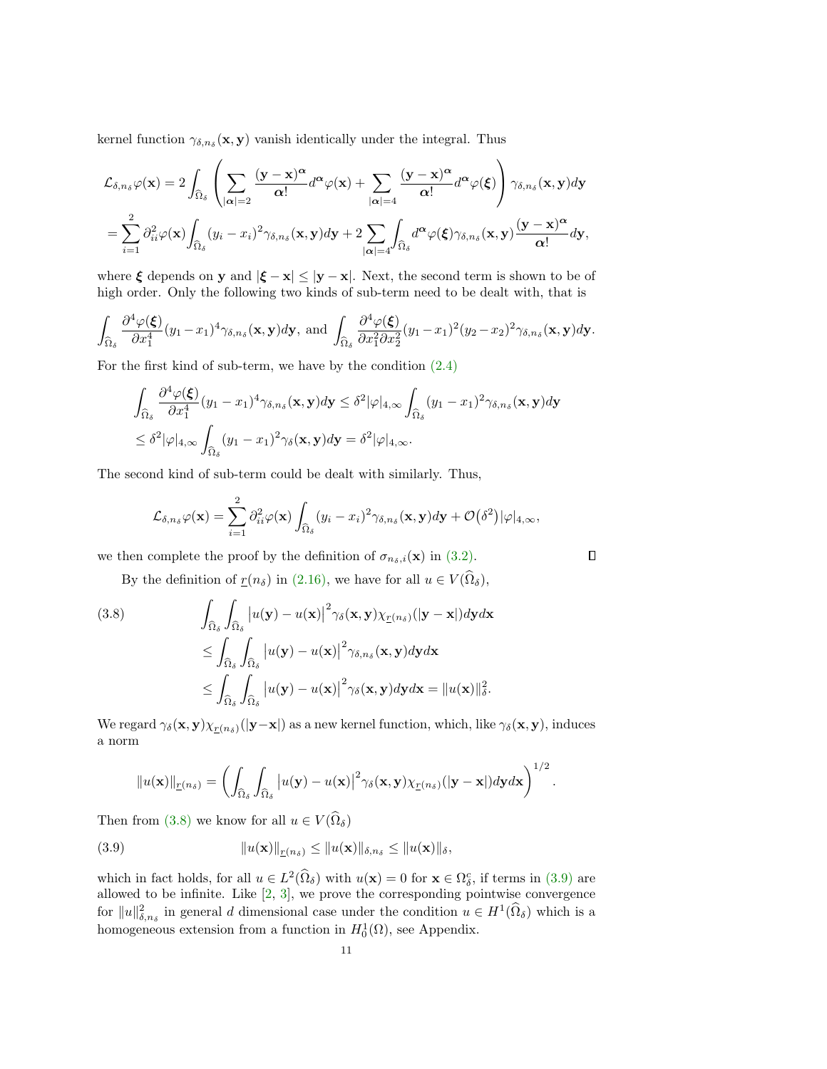kernel function $\gamma_{\delta,n_\delta}(\mathbf{x},\mathbf{y})$ vanish identically under the integral. Thus

$$
\begin{aligned}
\mathcal{L}_{\delta,n_\delta}\varphi(\mathbf{x}) &= 2\int_{\widehat{\Omega}_\delta}\left(\sum_{|\boldsymbol{\alpha}|=2}\frac{(\mathbf{y}-\mathbf{x})^{\boldsymbol{\alpha}}}{\boldsymbol{\alpha}!}d^{\boldsymbol{\alpha}}\varphi(\mathbf{x})+\sum_{|\boldsymbol{\alpha}|=4}\frac{(\mathbf{y}-\mathbf{x})^{\boldsymbol{\alpha}}}{\boldsymbol{\alpha}!}d^{\boldsymbol{\alpha}}\varphi(\boldsymbol{\xi})\right)\gamma_{\delta,n_\delta}(\mathbf{x},\mathbf{y})d\mathbf{y}\\
&=\sum_{i=1}^{2}\partial_{ii}^2\varphi(\mathbf{x})\int_{\widehat{\Omega}_\delta}(y_i-x_i)^2\gamma_{\delta,n_\delta}(\mathbf{x},\mathbf{y})d\mathbf{y}+2\sum_{|\boldsymbol{\alpha}|=4}\int_{\widehat{\Omega}_\delta}d^{\boldsymbol{\alpha}}\varphi(\boldsymbol{\xi})\gamma_{\delta,n_\delta}(\mathbf{x},\mathbf{y})\frac{(\mathbf{y}-\mathbf{x})^{\boldsymbol{\alpha}}}{\boldsymbol{\alpha}!}d\mathbf{y},
\end{aligned}
$$

where $\boldsymbol{\xi}$ depends on $\mathbf{y}$ and $|\boldsymbol{\xi}-\mathbf{x}|\le|\mathbf{y}-\mathbf{x}|$. Next, the second term is shown to be of high order. Only the following two kinds of sub-term need to be dealt with, that is

$$
\int_{\widehat{\Omega}_\delta}\frac{\partial^4\varphi(\boldsymbol{\xi})}{\partial x_1^4}(y_1-x_1)^4\gamma_{\delta,n_\delta}(\mathbf{x},\mathbf{y})d\mathbf{y},\ \text{and}\ \int_{\widehat{\Omega}_\delta}\frac{\partial^4\varphi(\boldsymbol{\xi})}{\partial x_1^2\partial x_2^2}(y_1-x_1)^2(y_2-x_2)^2\gamma_{\delta,n_\delta}(\mathbf{x},\mathbf{y})d\mathbf{y}.
$$

For the first kind of sub-term, we have by the condition (2.4)

$$
\begin{aligned}
&\int_{\widehat{\Omega}_\delta}\frac{\partial^4\varphi(\boldsymbol{\xi})}{\partial x_1^4}(y_1-x_1)^4\gamma_{\delta,n_\delta}(\mathbf{x},\mathbf{y})d\mathbf{y}\le\delta^2|\varphi|_{4,\infty}\int_{\widehat{\Omega}_\delta}(y_1-x_1)^2\gamma_{\delta,n_\delta}(\mathbf{x},\mathbf{y})d\mathbf{y}\\
&\le\delta^2|\varphi|_{4,\infty}\int_{\widehat{\Omega}_\delta}(y_1-x_1)^2\gamma_\delta(\mathbf{x},\mathbf{y})d\mathbf{y}=\delta^2|\varphi|_{4,\infty}.
\end{aligned}
$$

The second kind of sub-term could be dealt with similarly. Thus,

$$
\mathcal{L}_{\delta,n_\delta}\varphi(\mathbf{x})=\sum_{i=1}^{2}\partial_{ii}^2\varphi(\mathbf{x})\int_{\widehat{\Omega}_\delta}(y_i-x_i)^2\gamma_{\delta,n_\delta}(\mathbf{x},\mathbf{y})d\mathbf{y}+\mathcal{O}(\delta^2)|\varphi|_{4,\infty},
$$

we then complete the proof by the definition of $\sigma_{n_\delta,i}(\mathbf{x})$ in (3.2). ∎

By the definition of $\underline{r}(n_\delta)$ in (2.16), we have for all $u\in V(\widehat{\Omega}_\delta)$,

$$
\begin{aligned}
&\int_{\widehat{\Omega}_\delta}\int_{\widehat{\Omega}_\delta}\left|u(\mathbf{y})-u(\mathbf{x})\right|^2\gamma_\delta(\mathbf{x},\mathbf{y})\chi_{\underline{r}(n_\delta)}(|\mathbf{y}-\mathbf{x}|)d\mathbf{y}d\mathbf{x}\\
&\le\int_{\widehat{\Omega}_\delta}\int_{\widehat{\Omega}_\delta}\left|u(\mathbf{y})-u(\mathbf{x})\right|^2\gamma_{\delta,n_\delta}(\mathbf{x},\mathbf{y})d\mathbf{y}d\mathbf{x}\\
&\le\int_{\widehat{\Omega}_\delta}\int_{\widehat{\Omega}_\delta}\left|u(\mathbf{y})-u(\mathbf{x})\right|^2\gamma_\delta(\mathbf{x},\mathbf{y})d\mathbf{y}d\mathbf{x}=\|u(\mathbf{x})\|_\delta^2.
\end{aligned}
\tag{3.8}
$$

We regard $\gamma_\delta(\mathbf{x},\mathbf{y})\chi_{\underline{r}(n_\delta)}(|\mathbf{y}-\mathbf{x}|)$ as a new kernel function, which, like $\gamma_\delta(\mathbf{x},\mathbf{y})$, induces a norm

$$
\|u(\mathbf{x})\|_{\underline{r}(n_\delta)}=\left(\int_{\widehat{\Omega}_\delta}\int_{\widehat{\Omega}_\delta}\left|u(\mathbf{y})-u(\mathbf{x})\right|^2\gamma_\delta(\mathbf{x},\mathbf{y})\chi_{\underline{r}(n_\delta)}(|\mathbf{y}-\mathbf{x}|)d\mathbf{y}d\mathbf{x}\right)^{1/2}.
$$

Then from (3.8) we know for all $u\in V(\widehat{\Omega}_\delta)$

$$
\|u(\mathbf{x})\|_{\underline{r}(n_\delta)}\le\|u(\mathbf{x})\|_{\delta,n_\delta}\le\|u(\mathbf{x})\|_\delta,
\tag{3.9}
$$

which in fact holds, for all $u\in L^2(\widehat{\Omega}_\delta)$ with $u(\mathbf{x})=0$ for $\mathbf{x}\in\Omega_\delta^c$, if terms in (3.9) are allowed to be infinite. Like [2, 3], we prove the corresponding pointwise convergence for $\|u\|_{\delta,n_\delta}^2$ in general $d$ dimensional case under the condition $u\in H^1(\widehat{\Omega}_\delta)$ which is a homogeneous extension from a function in $H_0^1(\Omega)$, see Appendix.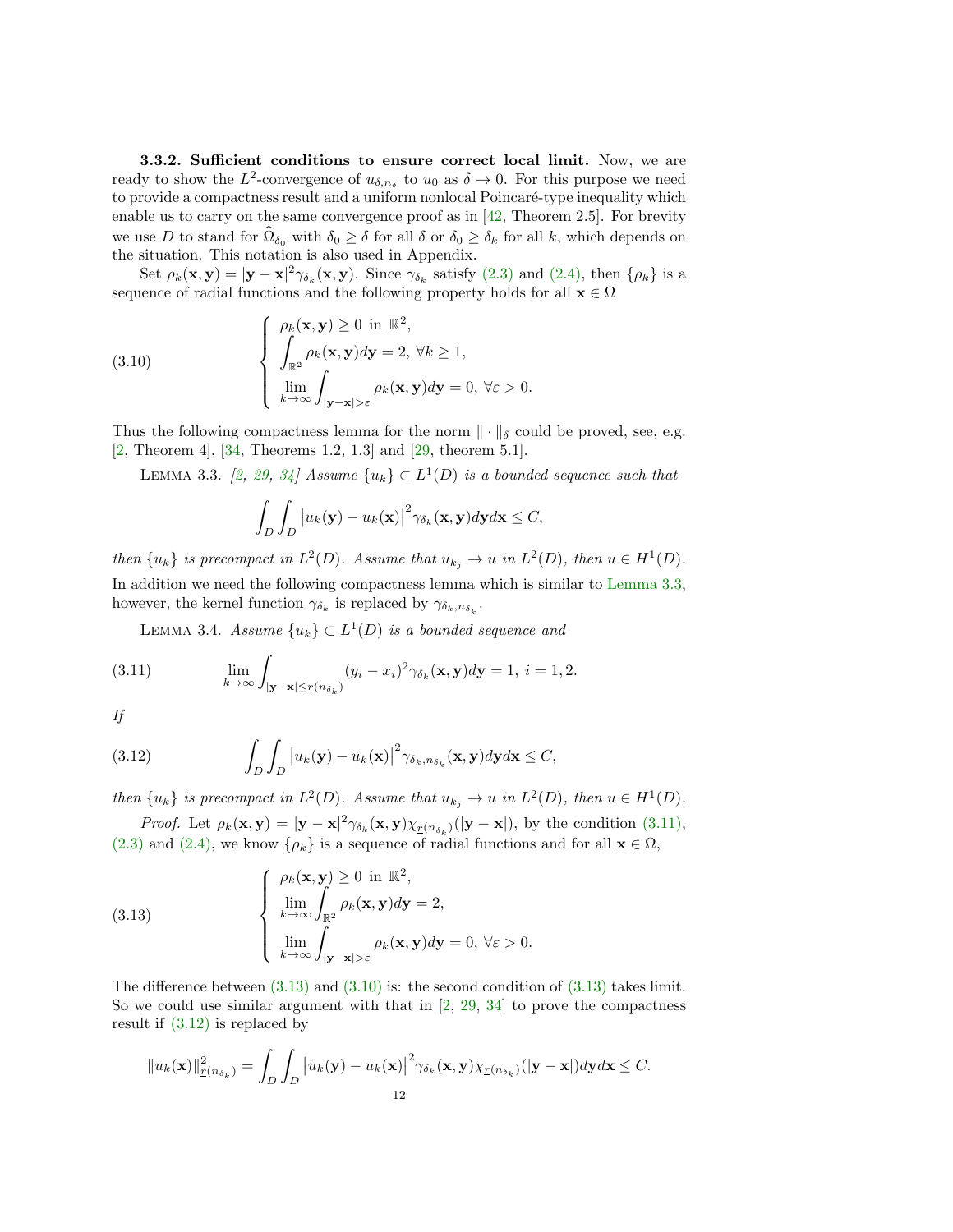**3.3.2. Sufficient conditions to ensure correct local limit.** Now, we are ready to show the $L^2$-convergence of $u_{\delta,n_\delta}$ to $u_0$ as $\delta \to 0$. For this purpose we need to provide a compactness result and a uniform nonlocal Poincaré-type inequality which enable us to carry on the same convergence proof as in [42, Theorem 2.5]. For brevity we use $D$ to stand for $\widehat{\Omega}_{\delta_0}$ with $\delta_0 \geq \delta$ for all $\delta$ or $\delta_0 \geq \delta_k$ for all $k$, which depends on the situation. This notation is also used in Appendix.

Set $\rho_k(\mathbf{x},\mathbf{y}) = |\mathbf{y}-\mathbf{x}|^2\gamma_{\delta_k}(\mathbf{x},\mathbf{y})$. Since $\gamma_{\delta_k}$ satisfy (2.3) and (2.4), then $\{\rho_k\}$ is a sequence of radial functions and the following property holds for all $\mathbf{x} \in \Omega$

$$
\left\{
\begin{array}{l}
\rho_k(\mathbf{x},\mathbf{y}) \geq 0 \text{ in } \mathbb{R}^2, \\
\displaystyle\int_{\mathbb{R}^2} \rho_k(\mathbf{x},\mathbf{y}) d\mathbf{y} = 2, \ \forall k \geq 1, \\
\displaystyle\lim_{k\to\infty} \int_{|\mathbf{y}-\mathbf{x}|>\varepsilon} \rho_k(\mathbf{x},\mathbf{y}) d\mathbf{y} = 0, \ \forall \varepsilon > 0.
\end{array}
\right.
\tag{3.10}
$$

Thus the following compactness lemma for the norm $\|\cdot\|_\delta$ could be proved, see, e.g. [2, Theorem 4], [34, Theorems 1.2, 1.3] and [29, theorem 5.1].

LEMMA 3.3. *[2, 29, 34] Assume $\{u_k\} \subset L^1(D)$ is a bounded sequence such that*

$$
\int_D \int_D \left|u_k(\mathbf{y}) - u_k(\mathbf{x})\right|^2 \gamma_{\delta_k}(\mathbf{x},\mathbf{y}) d\mathbf{y} d\mathbf{x} \leq C,
$$

*then $\{u_k\}$ is precompact in $L^2(D)$. Assume that $u_{k_j} \to u$ in $L^2(D)$, then $u \in H^1(D)$.*

In addition we need the following compactness lemma which is similar to Lemma 3.3, however, the kernel function $\gamma_{\delta_k}$ is replaced by $\gamma_{\delta_k,n_{\delta_k}}$.

LEMMA 3.4. *Assume $\{u_k\} \subset L^1(D)$ is a bounded sequence and*

$$
\lim_{k\to\infty} \int_{|\mathbf{y}-\mathbf{x}|\leq \underline{r}(n_{\delta_k})} (y_i - x_i)^2 \gamma_{\delta_k}(\mathbf{x},\mathbf{y}) d\mathbf{y} = 1, \ i = 1, 2.
\tag{3.11}
$$

*If*

$$
\int_D \int_D \left|u_k(\mathbf{y}) - u_k(\mathbf{x})\right|^2 \gamma_{\delta_k,n_{\delta_k}}(\mathbf{x},\mathbf{y}) d\mathbf{y} d\mathbf{x} \leq C,
\tag{3.12}
$$

*then $\{u_k\}$ is precompact in $L^2(D)$. Assume that $u_{k_j} \to u$ in $L^2(D)$, then $u \in H^1(D)$.*

*Proof.* Let $\rho_k(\mathbf{x},\mathbf{y}) = |\mathbf{y}-\mathbf{x}|^2\gamma_{\delta_k}(\mathbf{x},\mathbf{y})\chi_{\underline{r}(n_{\delta_k})}(|\mathbf{y}-\mathbf{x}|)$, by the condition (3.11), (2.3) and (2.4), we know $\{\rho_k\}$ is a sequence of radial functions and for all $\mathbf{x} \in \Omega$,

$$
\left\{
\begin{array}{l}
\rho_k(\mathbf{x},\mathbf{y}) \geq 0 \text{ in } \mathbb{R}^2, \\
\displaystyle\lim_{k\to\infty} \int_{\mathbb{R}^2} \rho_k(\mathbf{x},\mathbf{y}) d\mathbf{y} = 2, \\
\displaystyle\lim_{k\to\infty} \int_{|\mathbf{y}-\mathbf{x}|>\varepsilon} \rho_k(\mathbf{x},\mathbf{y}) d\mathbf{y} = 0, \ \forall \varepsilon > 0.
\end{array}
\right.
\tag{3.13}
$$

The difference between (3.13) and (3.10) is: the second condition of (3.13) takes limit. So we could use similar argument with that in [2, 29, 34] to prove the compactness result if (3.12) is replaced by

$$
\|u_k(\mathbf{x})\|^2_{\underline{r}(n_{\delta_k})} = \int_D \int_D \left|u_k(\mathbf{y}) - u_k(\mathbf{x})\right|^2 \gamma_{\delta_k}(\mathbf{x},\mathbf{y}) \chi_{\underline{r}(n_{\delta_k})}(|\mathbf{y}-\mathbf{x}|) d\mathbf{y} d\mathbf{x} \leq C.
$$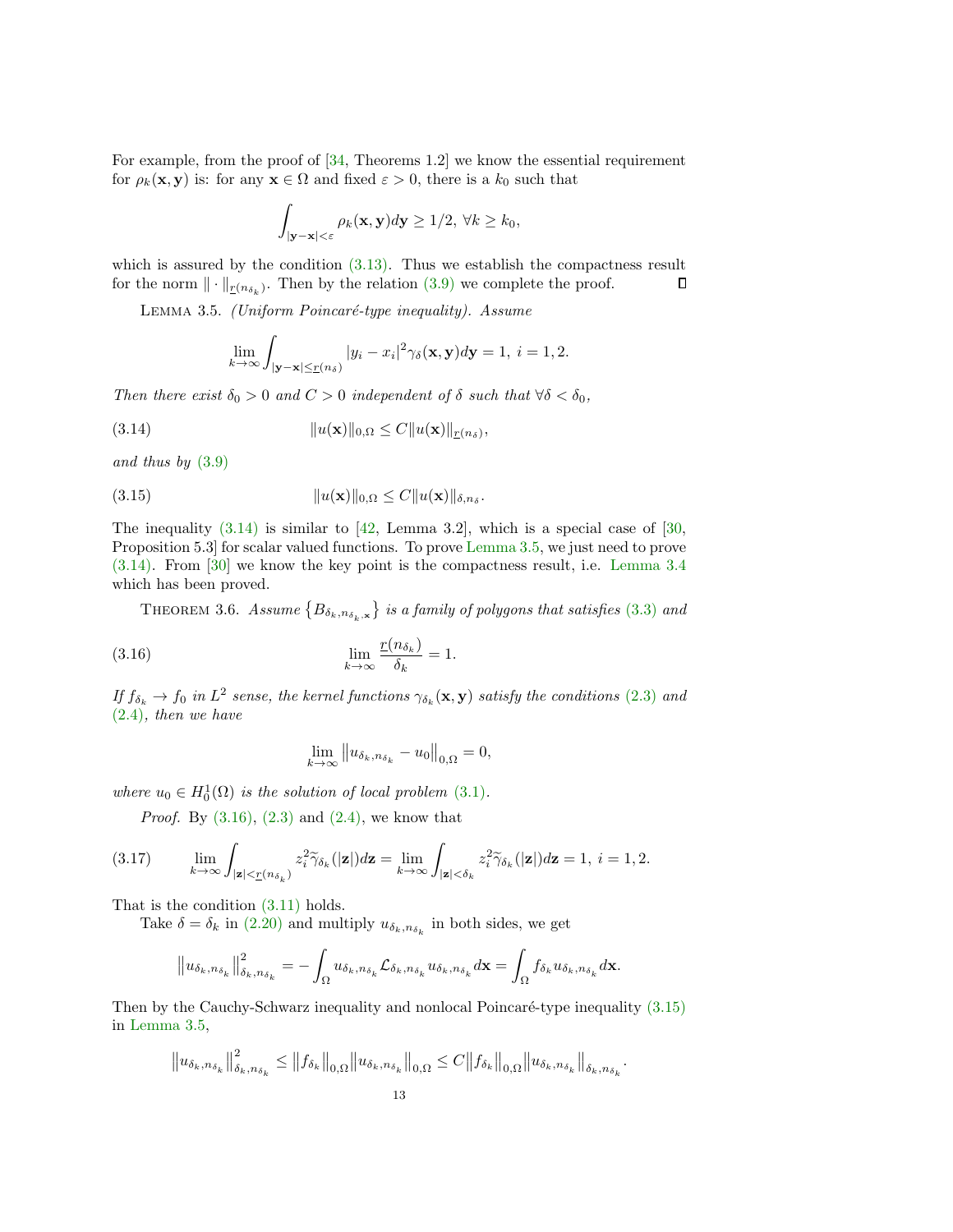For example, from the proof of [34, Theorems 1.2] we know the essential requirement for $\rho_k(\mathbf{x},\mathbf{y})$ is: for any $\mathbf{x}\in\Omega$ and fixed $\varepsilon>0$, there is a $k_0$ such that

$$\int_{|\mathbf{y}-\mathbf{x}|<\varepsilon}\rho_k(\mathbf{x},\mathbf{y})d\mathbf{y}\ge 1/2,\ \forall k\ge k_0,$$

which is assured by the condition (3.13). Thus we establish the compactness result for the norm $\|\cdot\|_{\underline{r}(n_{\delta_k})}$. Then by the relation (3.9) we complete the proof. ∎

Lemma 3.5. *(Uniform Poincaré-type inequality). Assume*

$$\lim_{k\to\infty}\int_{|\mathbf{y}-\mathbf{x}|\le \underline{r}(n_\delta)}|y_i-x_i|^2\gamma_\delta(\mathbf{x},\mathbf{y})d\mathbf{y}=1,\ i=1,2.$$

*Then there exist $\delta_0>0$ and $C>0$ independent of $\delta$ such that $\forall\delta<\delta_0$,*

$$\|u(\mathbf{x})\|_{0,\Omega}\le C\|u(\mathbf{x})\|_{\underline{r}(n_\delta)}, \tag{3.14}$$

*and thus by (3.9)*

$$\|u(\mathbf{x})\|_{0,\Omega}\le C\|u(\mathbf{x})\|_{\delta,n_\delta}. \tag{3.15}$$

The inequality (3.14) is similar to [42, Lemma 3.2], which is a special case of [30, Proposition 5.3] for scalar valued functions. To prove Lemma 3.5, we just need to prove (3.14). From [30] we know the key point is the compactness result, i.e. Lemma 3.4 which has been proved.

Theorem 3.6. *Assume $\{B_{\delta_k,n_{\delta_k},\mathbf{x}}\}$ is a family of polygons that satisfies (3.3) and*

$$\lim_{k\to\infty}\frac{\underline{r}(n_{\delta_k})}{\delta_k}=1. \tag{3.16}$$

*If $f_{\delta_k}\to f_0$ in $L^2$ sense, the kernel functions $\gamma_{\delta_k}(\mathbf{x},\mathbf{y})$ satisfy the conditions (2.3) and (2.4), then we have*

$$\lim_{k\to\infty}\|u_{\delta_k,n_{\delta_k}}-u_0\|_{0,\Omega}=0,$$

*where $u_0\in H_0^1(\Omega)$ is the solution of local problem (3.1).*

*Proof.* By (3.16), (2.3) and (2.4), we know that

$$\lim_{k\to\infty}\int_{|\mathbf{z}|<\underline{r}(n_{\delta_k})}z_i^2\widetilde{\gamma}_{\delta_k}(|\mathbf{z}|)d\mathbf{z}=\lim_{k\to\infty}\int_{|\mathbf{z}|<\delta_k}z_i^2\widetilde{\gamma}_{\delta_k}(|\mathbf{z}|)d\mathbf{z}=1,\ i=1,2. \tag{3.17}$$

That is the condition (3.11) holds.

Take $\delta=\delta_k$ in (2.20) and multiply $u_{\delta_k,n_{\delta_k}}$ in both sides, we get

$$\|u_{\delta_k,n_{\delta_k}}\|^2_{\delta_k,n_{\delta_k}}=-\int_\Omega u_{\delta_k,n_{\delta_k}}\mathcal{L}_{\delta_k,n_{\delta_k}}u_{\delta_k,n_{\delta_k}}d\mathbf{x}=\int_\Omega f_{\delta_k}u_{\delta_k,n_{\delta_k}}d\mathbf{x}.$$

Then by the Cauchy-Schwarz inequality and nonlocal Poincaré-type inequality (3.15) in Lemma 3.5,

$$\|u_{\delta_k,n_{\delta_k}}\|^2_{\delta_k,n_{\delta_k}}\le\|f_{\delta_k}\|_{0,\Omega}\|u_{\delta_k,n_{\delta_k}}\|_{0,\Omega}\le C\|f_{\delta_k}\|_{0,\Omega}\|u_{\delta_k,n_{\delta_k}}\|_{\delta_k,n_{\delta_k}}.$$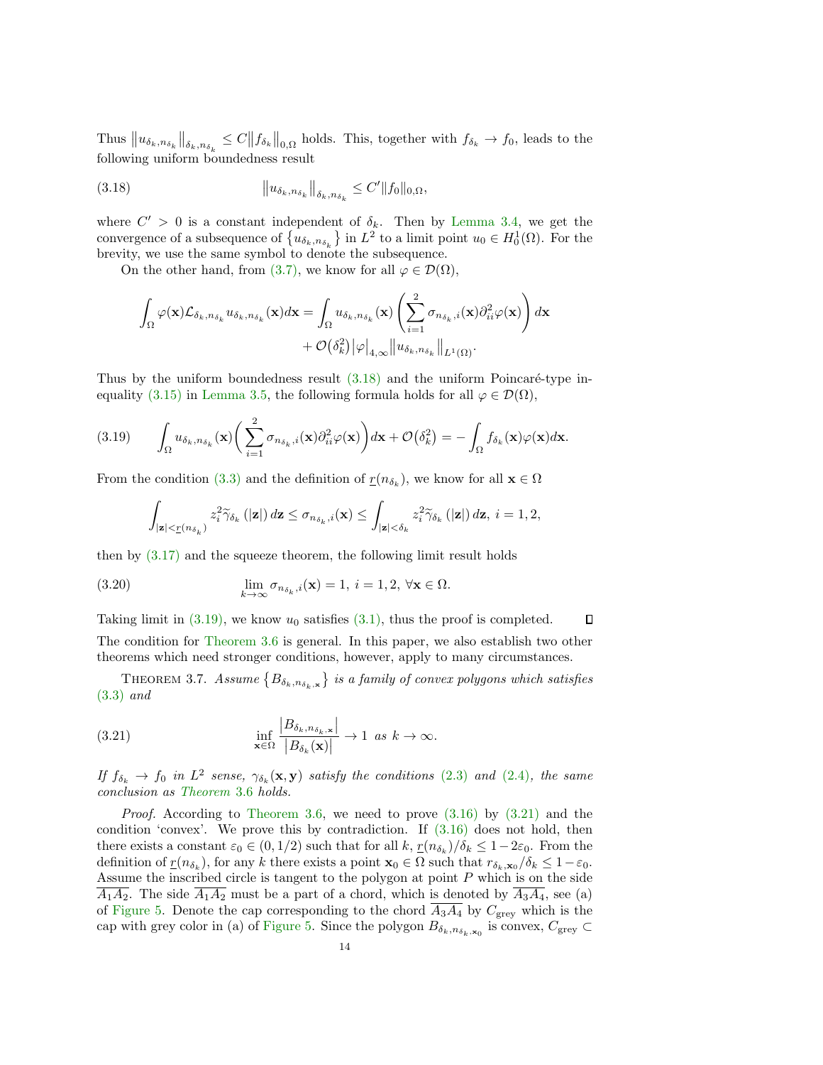Thus $\|u_{\delta_k,n_{\delta_k}}\|_{\delta_k,n_{\delta_k}} \le C\|f_{\delta_k}\|_{0,\Omega}$ holds. This, together with $f_{\delta_k} \to f_0$, leads to the following uniform boundedness result

$$\|u_{\delta_k,n_{\delta_k}}\|_{\delta_k,n_{\delta_k}} \le C'\|f_0\|_{0,\Omega}, \tag{3.18}$$

where $C' > 0$ is a constant independent of $\delta_k$. Then by Lemma 3.4, we get the convergence of a subsequence of $\{u_{\delta_k,n_{\delta_k}}\}$ in $L^2$ to a limit point $u_0 \in H_0^1(\Omega)$. For the brevity, we use the same symbol to denote the subsequence.

On the other hand, from (3.7), we know for all $\varphi \in \mathcal{D}(\Omega)$,

$$\int_\Omega \varphi(\mathbf{x})\mathcal{L}_{\delta_k,n_{\delta_k}} u_{\delta_k,n_{\delta_k}}(\mathbf{x})d\mathbf{x} = \int_\Omega u_{\delta_k,n_{\delta_k}}(\mathbf{x})\left(\sum_{i=1}^{2}\sigma_{n_{\delta_k},i}(\mathbf{x})\partial_{ii}^2\varphi(\mathbf{x})\right)d\mathbf{x} + \mathcal{O}(\delta_k^2)|\varphi|_{4,\infty}\|u_{\delta_k,n_{\delta_k}}\|_{L^1(\Omega)}.$$

Thus by the uniform boundedness result (3.18) and the uniform Poincaré-type inequality (3.15) in Lemma 3.5, the following formula holds for all $\varphi \in \mathcal{D}(\Omega)$,

$$\int_\Omega u_{\delta_k,n_{\delta_k}}(\mathbf{x})\left(\sum_{i=1}^{2}\sigma_{n_{\delta_k},i}(\mathbf{x})\partial_{ii}^2\varphi(\mathbf{x})\right)d\mathbf{x} + \mathcal{O}(\delta_k^2) = -\int_\Omega f_{\delta_k}(\mathbf{x})\varphi(\mathbf{x})d\mathbf{x}. \tag{3.19}$$

From the condition (3.3) and the definition of $\underline{r}(n_{\delta_k})$, we know for all $\mathbf{x} \in \Omega$

$$\int_{|\mathbf{z}|<\underline{r}(n_{\delta_k})} z_i^2\widetilde{\gamma}_{\delta_k}(|\mathbf{z}|)\,d\mathbf{z} \le \sigma_{n_{\delta_k},i}(\mathbf{x}) \le \int_{|\mathbf{z}|<\delta_k} z_i^2\widetilde{\gamma}_{\delta_k}(|\mathbf{z}|)\,d\mathbf{z},\ i=1,2,$$

then by (3.17) and the squeeze theorem, the following limit result holds

$$\lim_{k\to\infty}\sigma_{n_{\delta_k},i}(\mathbf{x}) = 1,\ i=1,2,\ \forall \mathbf{x}\in\Omega. \tag{3.20}$$

Taking limit in (3.19), we know $u_0$ satisfies (3.1), thus the proof is completed. $\square$

The condition for Theorem 3.6 is general. In this paper, we also establish two other theorems which need stronger conditions, however, apply to many circumstances.

THEOREM 3.7. *Assume $\{B_{\delta_k,n_{\delta_k},\mathbf{x}}\}$ is a family of convex polygons which satisfies (3.3) and*

$$\inf_{\mathbf{x}\in\Omega}\frac{|B_{\delta_k,n_{\delta_k},\mathbf{x}}|}{|B_{\delta_k}(\mathbf{x})|} \to 1 \ \text{as}\ k\to\infty. \tag{3.21}$$

*If $f_{\delta_k} \to f_0$ in $L^2$ sense, $\gamma_{\delta_k}(\mathbf{x},\mathbf{y})$ satisfy the conditions (2.3) and (2.4), the same conclusion as Theorem 3.6 holds.*

*Proof.* According to Theorem 3.6, we need to prove (3.16) by (3.21) and the condition 'convex'. We prove this by contradiction. If (3.16) does not hold, then there exists a constant $\varepsilon_0 \in (0,1/2)$ such that for all $k$, $\underline{r}(n_{\delta_k})/\delta_k \le 1-2\varepsilon_0$. From the definition of $\underline{r}(n_{\delta_k})$, for any $k$ there exists a point $\mathbf{x}_0 \in \Omega$ such that $r_{\delta_k,\mathbf{x}_0}/\delta_k \le 1-\varepsilon_0$. Assume the inscribed circle is tangent to the polygon at point $P$ which is on the side $\overline{A_1A_2}$. The side $\overline{A_1A_2}$ must be a part of a chord, which is denoted by $\overline{A_3A_4}$, see (a) of Figure 5. Denote the cap corresponding to the chord $\overline{A_3A_4}$ by $C_{\text{grey}}$ which is the cap with grey color in (a) of Figure 5. Since the polygon $B_{\delta_k,n_{\delta_k},\mathbf{x}_0}$ is convex, $C_{\text{grey}} \subset$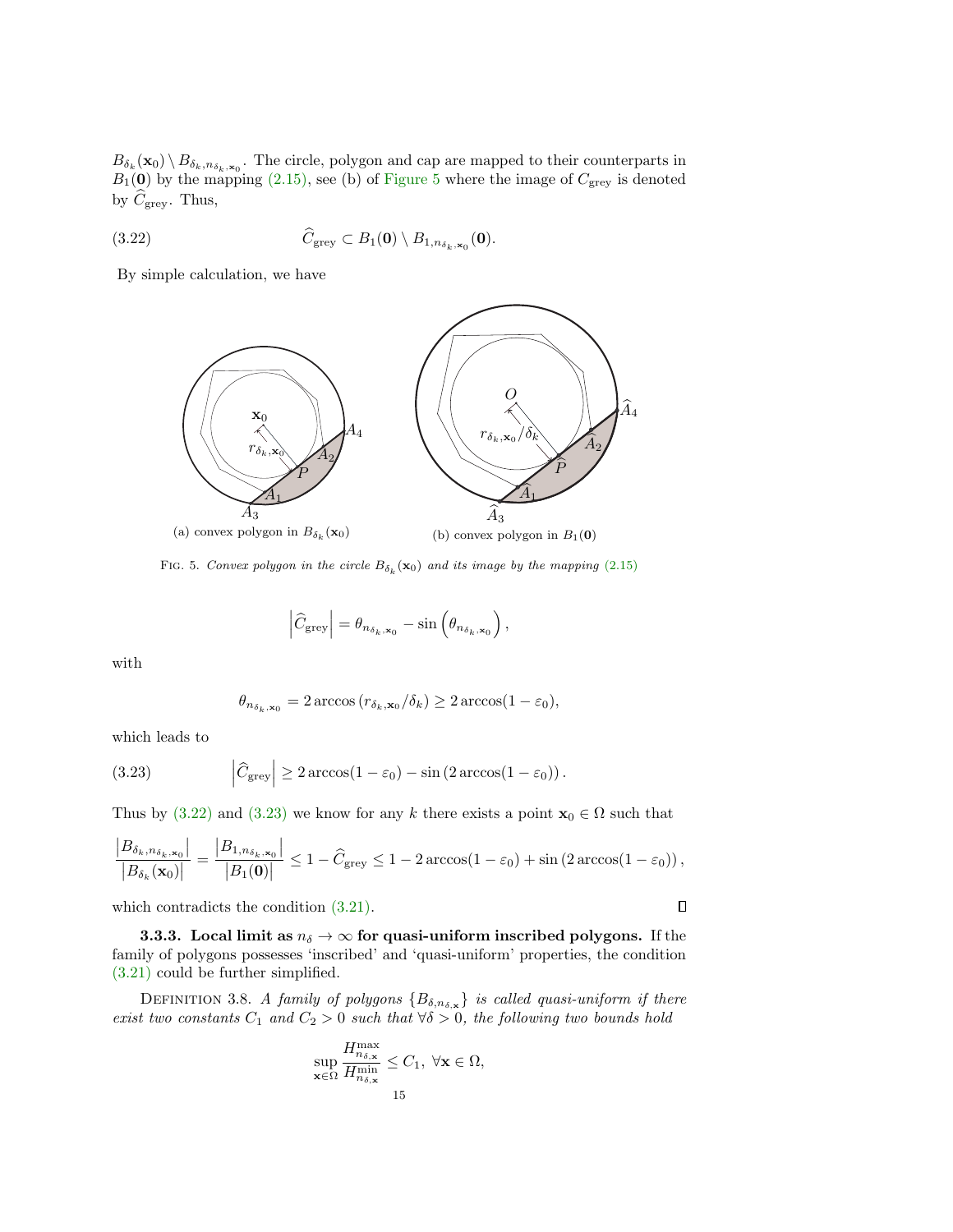$B_{\delta_k}(\mathbf{x}_0) \setminus B_{\delta_k, n_{\delta_k,\mathbf{x}_0}}$. The circle, polygon and cap are mapped to their counterparts in $B_1(\mathbf{0})$ by the mapping (2.15), see (b) of Figure 5 where the image of $C_{\text{grey}}$ is denoted by $\widehat{C}_{\text{grey}}$. Thus,

$$
\widehat{C}_{\text{grey}} \subset B_1(\mathbf{0}) \setminus B_{1, n_{\delta_k,\mathbf{x}_0}}(\mathbf{0}). \tag{3.22}
$$

By simple calculation, we have

(a) convex polygon in $B_{\delta_k}(\mathbf{x}_0)$ (b) convex polygon in $B_1(\mathbf{0})$

FIG. 5. *Convex polygon in the circle $B_{\delta_k}(\mathbf{x}_0)$ and its image by the mapping (2.15)*

$$
\left|\widehat{C}_{\text{grey}}\right| = \theta_{n_{\delta_k,\mathbf{x}_0}} - \sin\left(\theta_{n_{\delta_k,\mathbf{x}_0}}\right),
$$

with

$$
\theta_{n_{\delta_k,\mathbf{x}_0}} = 2\arccos\left(r_{\delta_k,\mathbf{x}_0}/\delta_k\right) \geq 2\arccos(1-\varepsilon_0),
$$

which leads to

$$
\left|\widehat{C}_{\text{grey}}\right| \geq 2\arccos(1-\varepsilon_0) - \sin\left(2\arccos(1-\varepsilon_0)\right). \tag{3.23}
$$

Thus by (3.22) and (3.23) we know for any $k$ there exists a point $\mathbf{x}_0 \in \Omega$ such that

$$
\frac{\left|B_{\delta_k, n_{\delta_k,\mathbf{x}_0}}\right|}{\left|B_{\delta_k}(\mathbf{x}_0)\right|} = \frac{\left|B_{1, n_{\delta_k,\mathbf{x}_0}}\right|}{\left|B_1(\mathbf{0})\right|} \leq 1 - \widehat{C}_{\text{grey}} \leq 1 - 2\arccos(1-\varepsilon_0) + \sin\left(2\arccos(1-\varepsilon_0)\right),
$$

which contradicts the condition (3.21). ∎

**3.3.3. Local limit as $n_\delta \to \infty$ for quasi-uniform inscribed polygons.** If the family of polygons possesses 'inscribed' and 'quasi-uniform' properties, the condition (3.21) could be further simplified.

DEFINITION 3.8. *A family of polygons $\{B_{\delta,n_{\delta,\mathbf{x}}}\}$ is called quasi-uniform if there exist two constants $C_1$ and $C_2 > 0$ such that $\forall \delta > 0$, the following two bounds hold*

$$
\sup_{\mathbf{x}\in\Omega} \frac{H^{\max}_{n_{\delta,\mathbf{x}}}}{H^{\min}_{n_{\delta,\mathbf{x}}}} \leq C_1, \ \forall \mathbf{x} \in \Omega,
$$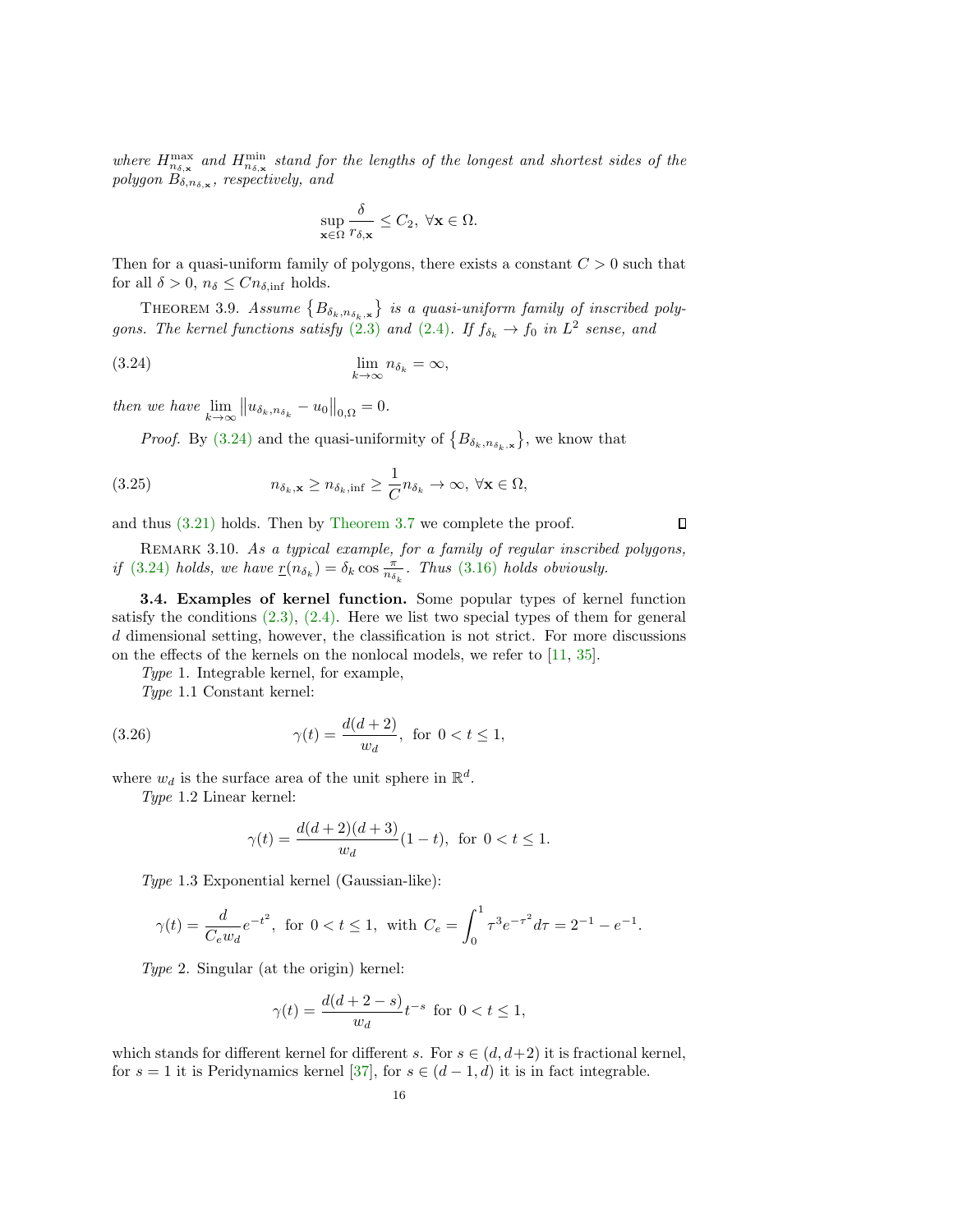*where $H_{n_{\delta,\mathbf{x}}}^{\max}$ and $H_{n_{\delta,\mathbf{x}}}^{\min}$ stand for the lengths of the longest and shortest sides of the polygon $B_{\delta,n_{\delta,\mathbf{x}}}$, respectively, and*

$$\sup_{\mathbf{x}\in\Omega} \frac{\delta}{r_{\delta,\mathbf{x}}} \leq C_2,\ \forall \mathbf{x}\in\Omega.$$

Then for a quasi-uniform family of polygons, there exists a constant $C>0$ such that for all $\delta>0$, $n_\delta \leq C n_{\delta,\inf}$ holds.

THEOREM 3.9. *Assume $\left\{B_{\delta_k,n_{\delta_k,\mathbf{x}}}\right\}$ is a quasi-uniform family of inscribed polygons. The kernel functions satisfy (2.3) and (2.4). If $f_{\delta_k}\to f_0$ in $L^2$ sense, and*

$$\lim_{k\to\infty} n_{\delta_k} = \infty, \tag{3.24}$$

*then we have $\lim_{k\to\infty} \left\| u_{\delta_k,n_{\delta_k}} - u_0 \right\|_{0,\Omega} = 0$.*

*Proof.* By (3.24) and the quasi-uniformity of $\left\{B_{\delta_k,n_{\delta_k,\mathbf{x}}}\right\}$, we know that

$$n_{\delta_k,\mathbf{x}} \geq n_{\delta_k,\inf} \geq \frac{1}{C} n_{\delta_k} \to \infty,\ \forall \mathbf{x}\in\Omega, \tag{3.25}$$

and thus (3.21) holds. Then by Theorem 3.7 we complete the proof. ∎

REMARK 3.10. *As a typical example, for a family of regular inscribed polygons, if (3.24) holds, we have $\underline{r}(n_{\delta_k}) = \delta_k \cos\frac{\pi}{n_{\delta_k}}$. Thus (3.16) holds obviously.*

**3.4. Examples of kernel function.** Some popular types of kernel function satisfy the conditions (2.3), (2.4). Here we list two special types of them for general $d$ dimensional setting, however, the classification is not strict. For more discussions on the effects of the kernels on the nonlocal models, we refer to [11, 35].

*Type* 1. Integrable kernel, for example,

*Type* 1.1 Constant kernel:

$$\gamma(t) = \frac{d(d+2)}{w_d},\ \text{ for } 0<t\leq 1, \tag{3.26}$$

where $w_d$ is the surface area of the unit sphere in $\mathbb{R}^d$.

*Type* 1.2 Linear kernel:

$$\gamma(t) = \frac{d(d+2)(d+3)}{w_d}(1-t),\ \text{ for } 0<t\leq 1.$$

*Type* 1.3 Exponential kernel (Gaussian-like):

$$\gamma(t) = \frac{d}{C_e w_d} e^{-t^2},\ \text{ for } 0<t\leq 1,\ \text{ with } C_e = \int_0^1 \tau^3 e^{-\tau^2} d\tau = 2^{-1} - e^{-1}.$$

*Type* 2. Singular (at the origin) kernel:

$$\gamma(t) = \frac{d(d+2-s)}{w_d} t^{-s}\ \text{ for } 0<t\leq 1,$$

which stands for different kernel for different $s$. For $s\in(d,d+2)$ it is fractional kernel, for $s=1$ it is Peridynamics kernel [37], for $s\in(d-1,d)$ it is in fact integrable.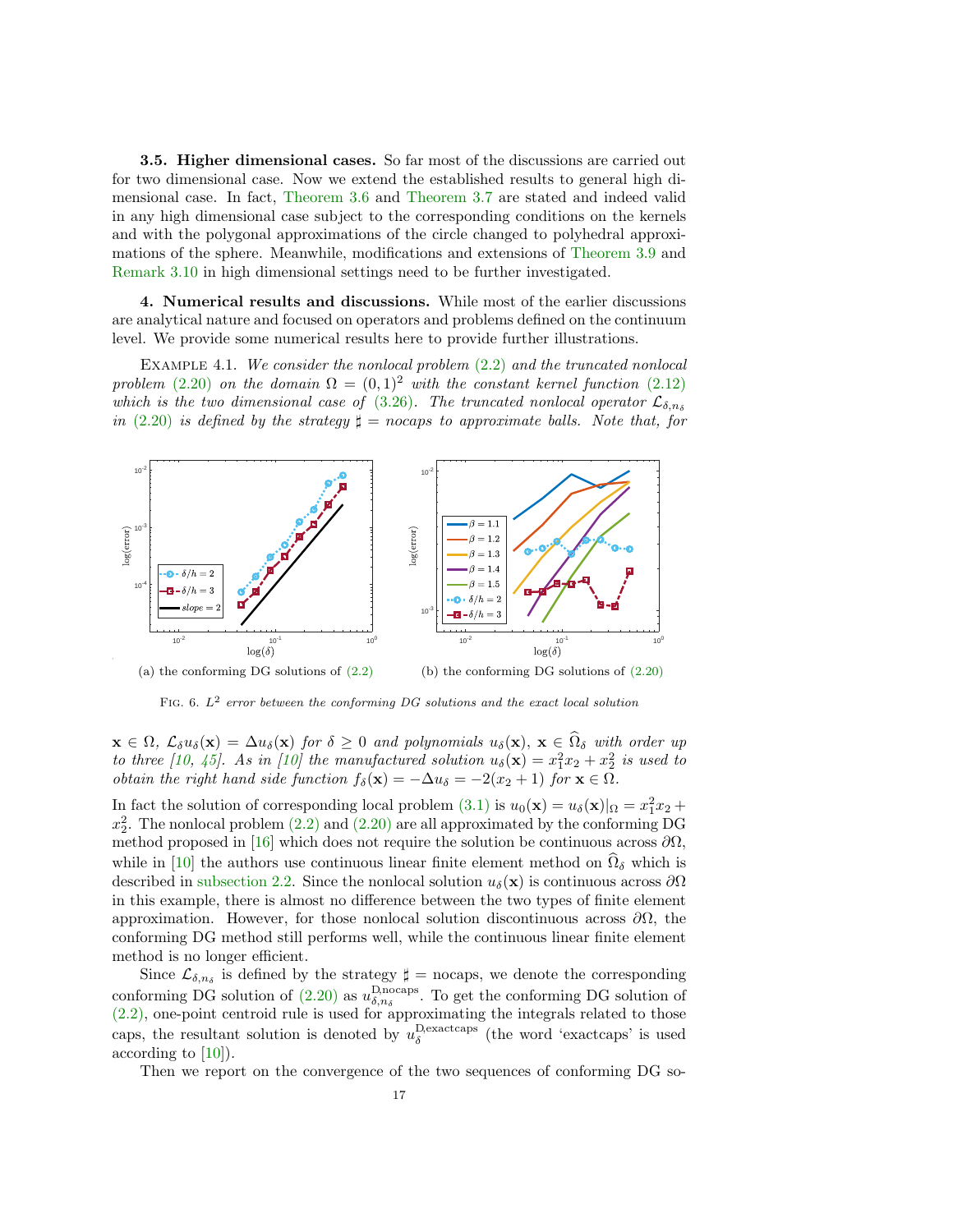**3.5. Higher dimensional cases.** So far most of the discussions are carried out for two dimensional case. Now we extend the established results to general high dimensional case. In fact, Theorem 3.6 and Theorem 3.7 are stated and indeed valid in any high dimensional case subject to the corresponding conditions on the kernels and with the polygonal approximations of the circle changed to polyhedral approximations of the sphere. Meanwhile, modifications and extensions of Theorem 3.9 and Remark 3.10 in high dimensional settings need to be further investigated.

**4. Numerical results and discussions.** While most of the earlier discussions are analytical nature and focused on operators and problems defined on the continuum level. We provide some numerical results here to provide further illustrations.

Example 4.1. *We consider the nonlocal problem (2.2) and the truncated nonlocal problem (2.20) on the domain $\Omega = (0,1)^2$ with the constant kernel function (2.12) which is the two dimensional case of (3.26). The truncated nonlocal operator $\mathcal{L}_{\delta,n_\delta}$ in (2.20) is defined by the strategy $\sharp$ = nocaps to approximate balls. Note that, for $\mathbf{x} \in \Omega$, $\mathcal{L}_\delta u_\delta(\mathbf{x}) = \Delta u_\delta(\mathbf{x})$ for $\delta \geq 0$ and polynomials $u_\delta(\mathbf{x})$, $\mathbf{x} \in \widehat{\Omega}_\delta$ with order up to three [10, 45]. As in [10] the manufactured solution $u_\delta(\mathbf{x}) = x_1^2 x_2 + x_2^2$ is used to obtain the right hand side function $f_\delta(\mathbf{x}) = -\Delta u_\delta = -2(x_2+1)$ for $\mathbf{x} \in \Omega$.*

(a) the conforming DG solutions of (2.2)

(b) the conforming DG solutions of (2.20)

Fig. 6. *$L^2$ error between the conforming DG solutions and the exact local solution*

In fact the solution of corresponding local problem (3.1) is $u_0(\mathbf{x}) = u_\delta(\mathbf{x})|_\Omega = x_1^2 x_2 + x_2^2$. The nonlocal problem (2.2) and (2.20) are all approximated by the conforming DG method proposed in [16] which does not require the solution be continuous across $\partial\Omega$, while in [10] the authors use continuous linear finite element method on $\widehat{\Omega}_\delta$ which is described in subsection 2.2. Since the nonlocal solution $u_\delta(\mathbf{x})$ is continuous across $\partial\Omega$ in this example, there is almost no difference between the two types of finite element approximation. However, for those nonlocal solution discontinuous across $\partial\Omega$, the conforming DG method still performs well, while the continuous linear finite element method is no longer efficient.

Since $\mathcal{L}_{\delta,n_\delta}$ is defined by the strategy $\sharp$ = nocaps, we denote the corresponding conforming DG solution of (2.20) as $u_{\delta,n_\delta}^{\mathrm{D,nocaps}}$. To get the conforming DG solution of (2.2), one-point centroid rule is used for approximating the integrals related to those caps, the resultant solution is denoted by $u_\delta^{\mathrm{D,exactcaps}}$ (the word 'exactcaps' is used according to [10]).

Then we report on the convergence of the two sequences of conforming DG so-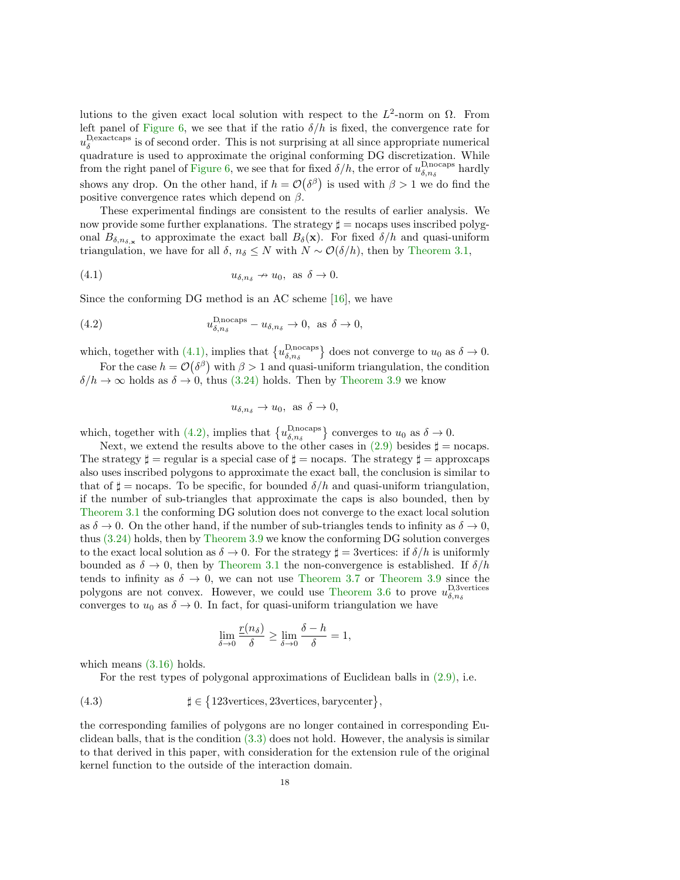lutions to the given exact local solution with respect to the $L^2$-norm on $\Omega$. From left panel of Figure 6, we see that if the ratio $\delta/h$ is fixed, the convergence rate for $u_\delta^{\mathrm{D,exactcaps}}$ is of second order. This is not surprising at all since appropriate numerical quadrature is used to approximate the original conforming DG discretization. While from the right panel of Figure 6, we see that for fixed $\delta/h$, the error of $u_{\delta,n_\delta}^{\mathrm{D,nocaps}}$ hardly shows any drop. On the other hand, if $h = \mathcal{O}(\delta^\beta)$ is used with $\beta > 1$ we do find the positive convergence rates which depend on $\beta$.

These experimental findings are consistent to the results of earlier analysis. We now provide some further explanations. The strategy $\sharp = \mathrm{nocaps}$ uses inscribed polygonal $B_{\delta,n_{\delta,\mathbf{x}}}$ to approximate the exact ball $B_\delta(\mathbf{x})$. For fixed $\delta/h$ and quasi-uniform triangulation, we have for all $\delta$, $n_\delta \le N$ with $N \sim \mathcal{O}(\delta/h)$, then by Theorem 3.1,

$$u_{\delta,n_\delta} \nrightarrow u_0, \ \text{ as } \delta \to 0. \tag{4.1}$$

Since the conforming DG method is an AC scheme [16], we have

$$u_{\delta,n_\delta}^{\mathrm{D,nocaps}} - u_{\delta,n_\delta} \to 0, \ \text{ as } \delta \to 0, \tag{4.2}$$

which, together with (4.1), implies that $\{u_{\delta,n_\delta}^{\mathrm{D,nocaps}}\}$ does not converge to $u_0$ as $\delta \to 0$.

For the case $h = \mathcal{O}(\delta^\beta)$ with $\beta > 1$ and quasi-uniform triangulation, the condition $\delta/h \to \infty$ holds as $\delta \to 0$, thus (3.24) holds. Then by Theorem 3.9 we know

$$u_{\delta,n_\delta} \to u_0, \ \text{ as } \delta \to 0,$$

which, together with (4.2), implies that $\{u_{\delta,n_\delta}^{\mathrm{D,nocaps}}\}$ converges to $u_0$ as $\delta \to 0$.

Next, we extend the results above to the other cases in (2.9) besides $\sharp = \mathrm{nocaps}$. The strategy $\sharp = \mathrm{regular}$ is a special case of $\sharp = \mathrm{nocaps}$. The strategy $\sharp = \mathrm{approxcaps}$ also uses inscribed polygons to approximate the exact ball, the conclusion is similar to that of $\sharp = \mathrm{nocaps}$. To be specific, for bounded $\delta/h$ and quasi-uniform triangulation, if the number of sub-triangles that approximate the caps is also bounded, then by Theorem 3.1 the conforming DG solution does not converge to the exact local solution as $\delta \to 0$. On the other hand, if the number of sub-triangles tends to infinity as $\delta \to 0$, thus (3.24) holds, then by Theorem 3.9 we know the conforming DG solution converges to the exact local solution as $\delta \to 0$. For the strategy $\sharp = \mathrm{3vertices}$: if $\delta/h$ is uniformly bounded as $\delta \to 0$, then by Theorem 3.1 the non-convergence is established. If $\delta/h$ tends to infinity as $\delta \to 0$, we can not use Theorem 3.7 or Theorem 3.9 since the polygons are not convex. However, we could use Theorem 3.6 to prove $u_{\delta,n_\delta}^{\mathrm{D,3vertices}}$ converges to $u_0$ as $\delta \to 0$. In fact, for quasi-uniform triangulation we have

$$\lim_{\delta\to 0} \frac{r(n_\delta)}{\delta} \ge \lim_{\delta \to 0} \frac{\delta - h}{\delta} = 1,$$

which means (3.16) holds.

For the rest types of polygonal approximations of Euclidean balls in (2.9), i.e.

$$\sharp \in \{\mathrm{123vertices}, \mathrm{23vertices}, \mathrm{barycenter}\}, \tag{4.3}$$

the corresponding families of polygons are no longer contained in corresponding Euclidean balls, that is the condition (3.3) does not hold. However, the analysis is similar to that derived in this paper, with consideration for the extension rule of the original kernel function to the outside of the interaction domain.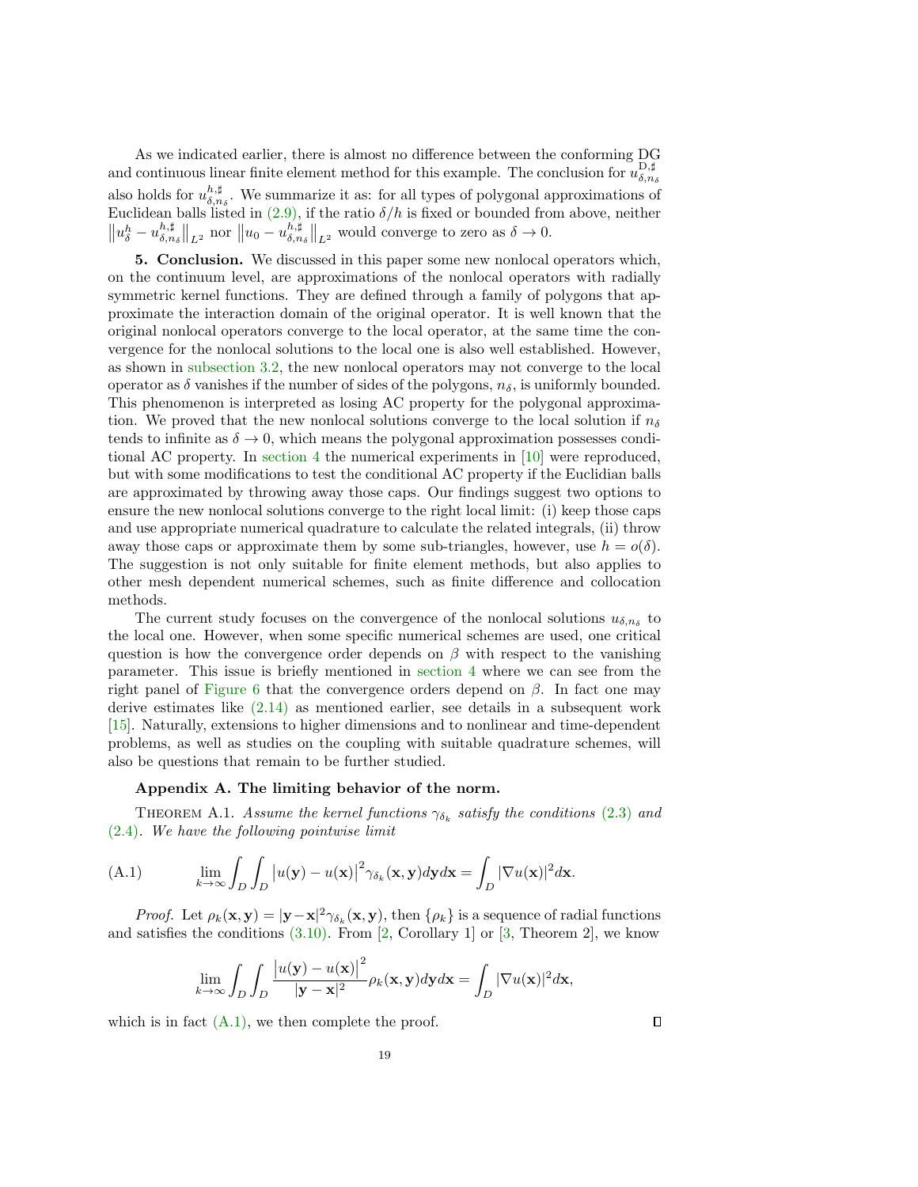As we indicated earlier, there is almost no difference between the conforming DG and continuous linear finite element method for this example. The conclusion for $u^{\mathrm{D},\sharp}_{\delta,n_\delta}$ also holds for $u^{h,\sharp}_{\delta,n_\delta}$. We summarize it as: for all types of polygonal approximations of Euclidean balls listed in (2.9), if the ratio $\delta/h$ is fixed or bounded from above, neither $\left\|u^h_\delta - u^{h,\sharp}_{\delta,n_\delta}\right\|_{L^2}$ nor $\left\|u_0 - u^{h,\sharp}_{\delta,n_\delta}\right\|_{L^2}$ would converge to zero as $\delta \to 0$.

**5. Conclusion.** We discussed in this paper some new nonlocal operators which, on the continuum level, are approximations of the nonlocal operators with radially symmetric kernel functions. They are defined through a family of polygons that approximate the interaction domain of the original operator. It is well known that the original nonlocal operators converge to the local operator, at the same time the convergence for the nonlocal solutions to the local one is also well established. However, as shown in subsection 3.2, the new nonlocal operators may not converge to the local operator as $\delta$ vanishes if the number of sides of the polygons, $n_\delta$, is uniformly bounded. This phenomenon is interpreted as losing AC property for the polygonal approximation. We proved that the new nonlocal solutions converge to the local solution if $n_\delta$ tends to infinite as $\delta \to 0$, which means the polygonal approximation possesses conditional AC property. In section 4 the numerical experiments in [10] were reproduced, but with some modifications to test the conditional AC property if the Euclidian balls are approximated by throwing away those caps. Our findings suggest two options to ensure the new nonlocal solutions converge to the right local limit: (i) keep those caps and use appropriate numerical quadrature to calculate the related integrals, (ii) throw away those caps or approximate them by some sub-triangles, however, use $h = o(\delta)$. The suggestion is not only suitable for finite element methods, but also applies to other mesh dependent numerical schemes, such as finite difference and collocation methods.

The current study focuses on the convergence of the nonlocal solutions $u_{\delta,n_\delta}$ to the local one. However, when some specific numerical schemes are used, one critical question is how the convergence order depends on $\beta$ with respect to the vanishing parameter. This issue is briefly mentioned in section 4 where we can see from the right panel of Figure 6 that the convergence orders depend on $\beta$. In fact one may derive estimates like (2.14) as mentioned earlier, see details in a subsequent work [15]. Naturally, extensions to higher dimensions and to nonlinear and time-dependent problems, as well as studies on the coupling with suitable quadrature schemes, will also be questions that remain to be further studied.

**Appendix A. The limiting behavior of the norm.**

THEOREM A.1. *Assume the kernel functions $\gamma_{\delta_k}$ satisfy the conditions (2.3) and (2.4). We have the following pointwise limit*

$$\lim_{k\to\infty} \int_D \int_D \left|u(\mathbf{y}) - u(\mathbf{x})\right|^2 \gamma_{\delta_k}(\mathbf{x},\mathbf{y}) d\mathbf{y} d\mathbf{x} = \int_D |\nabla u(\mathbf{x})|^2 d\mathbf{x}. \tag{A.1}$$

*Proof.* Let $\rho_k(\mathbf{x},\mathbf{y}) = |\mathbf{y}-\mathbf{x}|^2 \gamma_{\delta_k}(\mathbf{x},\mathbf{y})$, then $\{\rho_k\}$ is a sequence of radial functions and satisfies the conditions (3.10). From [2, Corollary 1] or [3, Theorem 2], we know

$$\lim_{k\to\infty} \int_D \int_D \frac{\left|u(\mathbf{y}) - u(\mathbf{x})\right|^2}{|\mathbf{y}-\mathbf{x}|^2} \rho_k(\mathbf{x},\mathbf{y}) d\mathbf{y} d\mathbf{x} = \int_D |\nabla u(\mathbf{x})|^2 d\mathbf{x},$$

which is in fact (A.1), we then complete the proof. ∎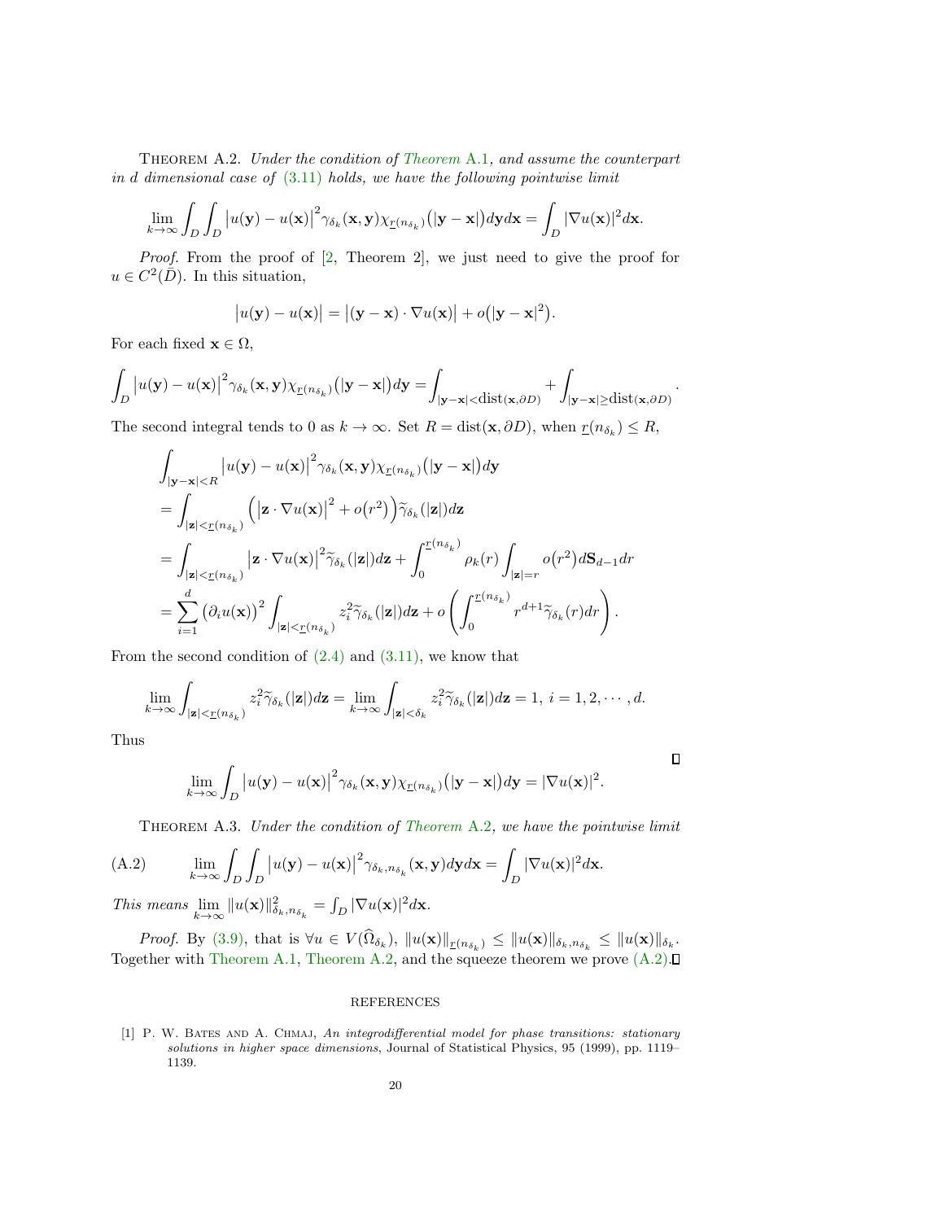THEOREM A.2. *Under the condition of Theorem A.1, and assume the counterpart in d dimensional case of (3.11) holds, we have the following pointwise limit*

$$\lim_{k\to\infty}\int_D\int_D \big|u(\mathbf{y})-u(\mathbf{x})\big|^2\gamma_{\delta_k}(\mathbf{x},\mathbf{y})\chi_{\underline{r}(n_{\delta_k})}\big(|\mathbf{y}-\mathbf{x}|\big)d\mathbf{y}d\mathbf{x}=\int_D|\nabla u(\mathbf{x})|^2 d\mathbf{x}.$$

*Proof.* From the proof of [2, Theorem 2], we just need to give the proof for $u\in C^2(\bar{D})$. In this situation,

$$\big|u(\mathbf{y})-u(\mathbf{x})\big|=\big|(\mathbf{y}-\mathbf{x})\cdot\nabla u(\mathbf{x})\big|+o\big(|\mathbf{y}-\mathbf{x}|^2\big).$$

For each fixed $\mathbf{x}\in\Omega$,

$$\int_D \big|u(\mathbf{y})-u(\mathbf{x})\big|^2\gamma_{\delta_k}(\mathbf{x},\mathbf{y})\chi_{\underline{r}(n_{\delta_k})}\big(|\mathbf{y}-\mathbf{x}|\big)d\mathbf{y}=\int_{|\mathbf{y}-\mathbf{x}|<\mathrm{dist}(\mathbf{x},\partial D)}+\int_{|\mathbf{y}-\mathbf{x}|\geq\mathrm{dist}(\mathbf{x},\partial D)}.$$

The second integral tends to 0 as $k\to\infty$. Set $R=\mathrm{dist}(\mathbf{x},\partial D)$, when $\underline{r}(n_{\delta_k})\leq R$,

$$\begin{aligned}
&\int_{|\mathbf{y}-\mathbf{x}|<R}\big|u(\mathbf{y})-u(\mathbf{x})\big|^2\gamma_{\delta_k}(\mathbf{x},\mathbf{y})\chi_{\underline{r}(n_{\delta_k})}\big(|\mathbf{y}-\mathbf{x}|\big)d\mathbf{y}\\
&=\int_{|\mathbf{z}|<\underline{r}(n_{\delta_k})}\Big(\big|\mathbf{z}\cdot\nabla u(\mathbf{x})\big|^2+o\big(r^2\big)\Big)\widetilde{\gamma}_{\delta_k}(|\mathbf{z}|)d\mathbf{z}\\
&=\int_{|\mathbf{z}|<\underline{r}(n_{\delta_k})}\big|\mathbf{z}\cdot\nabla u(\mathbf{x})\big|^2\widetilde{\gamma}_{\delta_k}(|\mathbf{z}|)d\mathbf{z}+\int_0^{\underline{r}(n_{\delta_k})}\rho_k(r)\int_{|\mathbf{z}|=r}o\big(r^2\big)d\mathbf{S}_{d-1}dr\\
&=\sum_{i=1}^d\big(\partial_i u(\mathbf{x})\big)^2\int_{|\mathbf{z}|<\underline{r}(n_{\delta_k})}z_i^2\widetilde{\gamma}_{\delta_k}(|\mathbf{z}|)d\mathbf{z}+o\left(\int_0^{\underline{r}(n_{\delta_k})}r^{d+1}\widetilde{\gamma}_{\delta_k}(r)dr\right).
\end{aligned}$$

From the second condition of (2.4) and (3.11), we know that

$$\lim_{k\to\infty}\int_{|\mathbf{z}|<\underline{r}(n_{\delta_k})}z_i^2\widetilde{\gamma}_{\delta_k}(|\mathbf{z}|)d\mathbf{z}=\lim_{k\to\infty}\int_{|\mathbf{z}|<\delta_k}z_i^2\widetilde{\gamma}_{\delta_k}(|\mathbf{z}|)d\mathbf{z}=1,\ i=1,2,\cdots,d.$$

Thus

$$\lim_{k\to\infty}\int_D\big|u(\mathbf{y})-u(\mathbf{x})\big|^2\gamma_{\delta_k}(\mathbf{x},\mathbf{y})\chi_{\underline{r}(n_{\delta_k})}\big(|\mathbf{y}-\mathbf{x}|\big)d\mathbf{y}=|\nabla u(\mathbf{x})|^2.$$

∎

THEOREM A.3. *Under the condition of Theorem A.2, we have the pointwise limit*

$$\lim_{k\to\infty}\int_D\int_D\big|u(\mathbf{y})-u(\mathbf{x})\big|^2\gamma_{\delta_k,n_{\delta_k}}(\mathbf{x},\mathbf{y})d\mathbf{y}d\mathbf{x}=\int_D|\nabla u(\mathbf{x})|^2d\mathbf{x}. \tag{A.2}$$

*This means* $\lim_{k\to\infty}\|u(\mathbf{x})\|^2_{\delta_k,n_{\delta_k}}=\int_D|\nabla u(\mathbf{x})|^2d\mathbf{x}$.

*Proof.* By (3.9), that is $\forall u\in V(\widehat{\Omega}_{\delta_k})$, $\|u(\mathbf{x})\|_{\underline{r}(n_{\delta_k})}\leq\|u(\mathbf{x})\|_{\delta_k,n_{\delta_k}}\leq\|u(\mathbf{x})\|_{\delta_k}$. Together with Theorem A.1, Theorem A.2, and the squeeze theorem we prove (A.2). ∎

REFERENCES

[1] P. W. Bates and A. Chmaj, *An integrodifferential model for phase transitions: stationary solutions in higher space dimensions*, Journal of Statistical Physics, 95 (1999), pp. 1119–1139.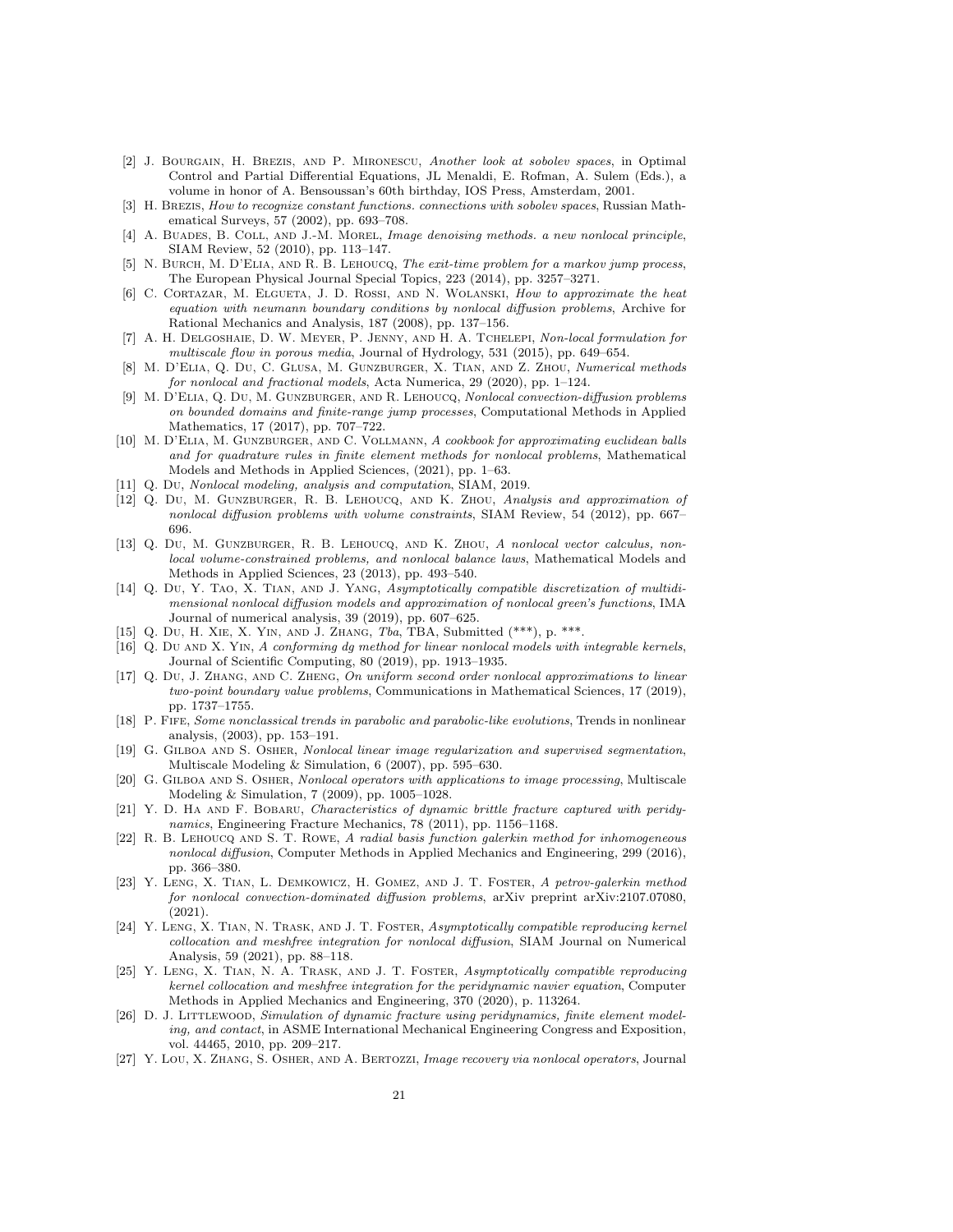[2] J. Bourgain, H. Brezis, and P. Mironescu, *Another look at sobolev spaces*, in Optimal Control and Partial Differential Equations, JL Menaldi, E. Rofman, A. Sulem (Eds.), a volume in honor of A. Bensoussan's 60th birthday, IOS Press, Amsterdam, 2001.

[3] H. Brezis, *How to recognize constant functions. connections with sobolev spaces*, Russian Mathematical Surveys, 57 (2002), pp. 693–708.

[4] A. Buades, B. Coll, and J.-M. Morel, *Image denoising methods. a new nonlocal principle*, SIAM Review, 52 (2010), pp. 113–147.

[5] N. Burch, M. D'Elia, and R. B. Lehoucq, *The exit-time problem for a markov jump process*, The European Physical Journal Special Topics, 223 (2014), pp. 3257–3271.

[6] C. Cortazar, M. Elgueta, J. D. Rossi, and N. Wolanski, *How to approximate the heat equation with neumann boundary conditions by nonlocal diffusion problems*, Archive for Rational Mechanics and Analysis, 187 (2008), pp. 137–156.

[7] A. H. Delgoshaie, D. W. Meyer, P. Jenny, and H. A. Tchelepi, *Non-local formulation for multiscale flow in porous media*, Journal of Hydrology, 531 (2015), pp. 649–654.

[8] M. D'Elia, Q. Du, C. Glusa, M. Gunzburger, X. Tian, and Z. Zhou, *Numerical methods for nonlocal and fractional models*, Acta Numerica, 29 (2020), pp. 1–124.

[9] M. D'Elia, Q. Du, M. Gunzburger, and R. Lehoucq, *Nonlocal convection-diffusion problems on bounded domains and finite-range jump processes*, Computational Methods in Applied Mathematics, 17 (2017), pp. 707–722.

[10] M. D'Elia, M. Gunzburger, and C. Vollmann, *A cookbook for approximating euclidean balls and for quadrature rules in finite element methods for nonlocal problems*, Mathematical Models and Methods in Applied Sciences, (2021), pp. 1–63.

[11] Q. Du, *Nonlocal modeling, analysis and computation*, SIAM, 2019.

[12] Q. Du, M. Gunzburger, R. B. Lehoucq, and K. Zhou, *Analysis and approximation of nonlocal diffusion problems with volume constraints*, SIAM Review, 54 (2012), pp. 667–696.

[13] Q. Du, M. Gunzburger, R. B. Lehoucq, and K. Zhou, *A nonlocal vector calculus, nonlocal volume-constrained problems, and nonlocal balance laws*, Mathematical Models and Methods in Applied Sciences, 23 (2013), pp. 493–540.

[14] Q. Du, Y. Tao, X. Tian, and J. Yang, *Asymptotically compatible discretization of multidimensional nonlocal diffusion models and approximation of nonlocal green's functions*, IMA Journal of numerical analysis, 39 (2019), pp. 607–625.

[15] Q. Du, H. Xie, X. Yin, and J. Zhang, *Tba*, TBA, Submitted (***), p. ***.

[16] Q. Du and X. Yin, *A conforming dg method for linear nonlocal models with integrable kernels*, Journal of Scientific Computing, 80 (2019), pp. 1913–1935.

[17] Q. Du, J. Zhang, and C. Zheng, *On uniform second order nonlocal approximations to linear two-point boundary value problems*, Communications in Mathematical Sciences, 17 (2019), pp. 1737–1755.

[18] P. Fife, *Some nonclassical trends in parabolic and parabolic-like evolutions*, Trends in nonlinear analysis, (2003), pp. 153–191.

[19] G. Gilboa and S. Osher, *Nonlocal linear image regularization and supervised segmentation*, Multiscale Modeling & Simulation, 6 (2007), pp. 595–630.

[20] G. Gilboa and S. Osher, *Nonlocal operators with applications to image processing*, Multiscale Modeling & Simulation, 7 (2009), pp. 1005–1028.

[21] Y. D. Ha and F. Bobaru, *Characteristics of dynamic brittle fracture captured with peridynamics*, Engineering Fracture Mechanics, 78 (2011), pp. 1156–1168.

[22] R. B. Lehoucq and S. T. Rowe, *A radial basis function galerkin method for inhomogeneous nonlocal diffusion*, Computer Methods in Applied Mechanics and Engineering, 299 (2016), pp. 366–380.

[23] Y. Leng, X. Tian, L. Demkowicz, H. Gomez, and J. T. Foster, *A petrov-galerkin method for nonlocal convection-dominated diffusion problems*, arXiv preprint arXiv:2107.07080, (2021).

[24] Y. Leng, X. Tian, N. Trask, and J. T. Foster, *Asymptotically compatible reproducing kernel collocation and meshfree integration for nonlocal diffusion*, SIAM Journal on Numerical Analysis, 59 (2021), pp. 88–118.

[25] Y. Leng, X. Tian, N. A. Trask, and J. T. Foster, *Asymptotically compatible reproducing kernel collocation and meshfree integration for the peridynamic navier equation*, Computer Methods in Applied Mechanics and Engineering, 370 (2020), p. 113264.

[26] D. J. Littlewood, *Simulation of dynamic fracture using peridynamics, finite element modeling, and contact*, in ASME International Mechanical Engineering Congress and Exposition, vol. 44465, 2010, pp. 209–217.

[27] Y. Lou, X. Zhang, S. Osher, and A. Bertozzi, *Image recovery via nonlocal operators*, Journal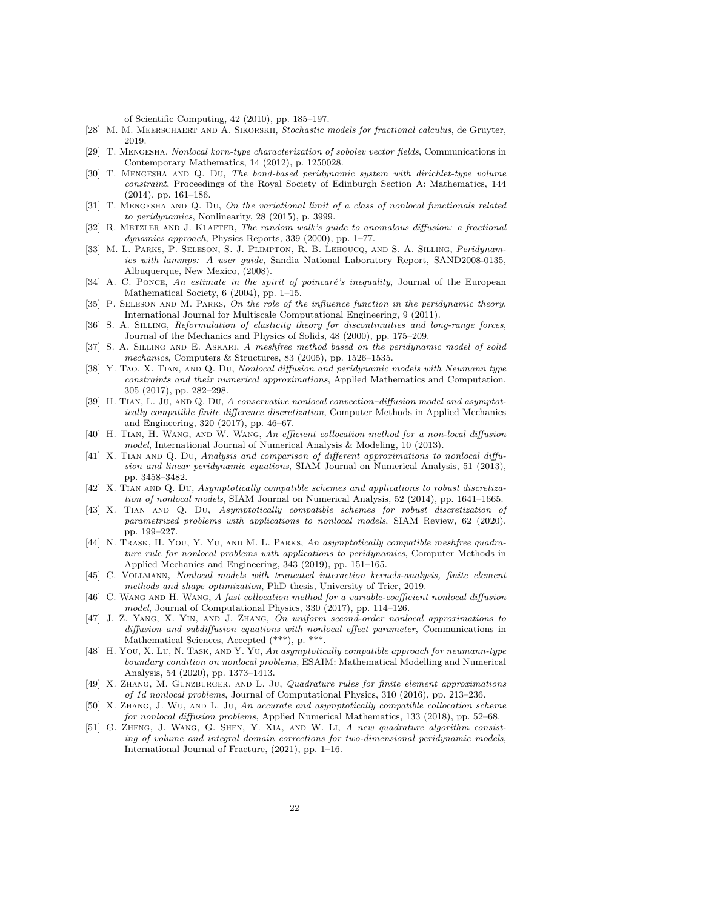of Scientific Computing, 42 (2010), pp. 185–197.

[28] M. M. Meerschaert and A. Sikorskii, *Stochastic models for fractional calculus*, de Gruyter, 2019.

[29] T. Mengesha, *Nonlocal korn-type characterization of sobolev vector fields*, Communications in Contemporary Mathematics, 14 (2012), p. 1250028.

[30] T. Mengesha and Q. Du, *The bond-based peridynamic system with dirichlet-type volume constraint*, Proceedings of the Royal Society of Edinburgh Section A: Mathematics, 144 (2014), pp. 161–186.

[31] T. Mengesha and Q. Du, *On the variational limit of a class of nonlocal functionals related to peridynamics*, Nonlinearity, 28 (2015), p. 3999.

[32] R. Metzler and J. Klafter, *The random walk's guide to anomalous diffusion: a fractional dynamics approach*, Physics Reports, 339 (2000), pp. 1–77.

[33] M. L. Parks, P. Seleson, S. J. Plimpton, R. B. Lehoucq, and S. A. Silling, *Peridynamics with lammps: A user guide*, Sandia National Laboratory Report, SAND2008-0135, Albuquerque, New Mexico, (2008).

[34] A. C. Ponce, *An estimate in the spirit of poincaré's inequality*, Journal of the European Mathematical Society, 6 (2004), pp. 1–15.

[35] P. Seleson and M. Parks, *On the role of the influence function in the peridynamic theory*, International Journal for Multiscale Computational Engineering, 9 (2011).

[36] S. A. Silling, *Reformulation of elasticity theory for discontinuities and long-range forces*, Journal of the Mechanics and Physics of Solids, 48 (2000), pp. 175–209.

[37] S. A. Silling and E. Askari, *A meshfree method based on the peridynamic model of solid mechanics*, Computers & Structures, 83 (2005), pp. 1526–1535.

[38] Y. Tao, X. Tian, and Q. Du, *Nonlocal diffusion and peridynamic models with Neumann type constraints and their numerical approximations*, Applied Mathematics and Computation, 305 (2017), pp. 282–298.

[39] H. Tian, L. Ju, and Q. Du, *A conservative nonlocal convection–diffusion model and asymptotically compatible finite difference discretization*, Computer Methods in Applied Mechanics and Engineering, 320 (2017), pp. 46–67.

[40] H. Tian, H. Wang, and W. Wang, *An efficient collocation method for a non-local diffusion model*, International Journal of Numerical Analysis & Modeling, 10 (2013).

[41] X. Tian and Q. Du, *Analysis and comparison of different approximations to nonlocal diffusion and linear peridynamic equations*, SIAM Journal on Numerical Analysis, 51 (2013), pp. 3458–3482.

[42] X. Tian and Q. Du, *Asymptotically compatible schemes and applications to robust discretization of nonlocal models*, SIAM Journal on Numerical Analysis, 52 (2014), pp. 1641–1665.

[43] X. Tian and Q. Du, *Asymptotically compatible schemes for robust discretization of parametrized problems with applications to nonlocal models*, SIAM Review, 62 (2020), pp. 199–227.

[44] N. Trask, H. You, Y. Yu, and M. L. Parks, *An asymptotically compatible meshfree quadrature rule for nonlocal problems with applications to peridynamics*, Computer Methods in Applied Mechanics and Engineering, 343 (2019), pp. 151–165.

[45] C. Vollmann, *Nonlocal models with truncated interaction kernels-analysis, finite element methods and shape optimization*, PhD thesis, University of Trier, 2019.

[46] C. Wang and H. Wang, *A fast collocation method for a variable-coefficient nonlocal diffusion model*, Journal of Computational Physics, 330 (2017), pp. 114–126.

[47] J. Z. Yang, X. Yin, and J. Zhang, *On uniform second-order nonlocal approximations to diffusion and subdiffusion equations with nonlocal effect parameter*, Communications in Mathematical Sciences, Accepted (***), p. ***.

[48] H. You, X. Lu, N. Task, and Y. Yu, *An asymptotically compatible approach for neumann-type boundary condition on nonlocal problems*, ESAIM: Mathematical Modelling and Numerical Analysis, 54 (2020), pp. 1373–1413.

[49] X. Zhang, M. Gunzburger, and L. Ju, *Quadrature rules for finite element approximations of 1d nonlocal problems*, Journal of Computational Physics, 310 (2016), pp. 213–236.

[50] X. Zhang, J. Wu, and L. Ju, *An accurate and asymptotically compatible collocation scheme for nonlocal diffusion problems*, Applied Numerical Mathematics, 133 (2018), pp. 52–68.

[51] G. Zheng, J. Wang, G. Shen, Y. Xia, and W. Li, *A new quadrature algorithm consisting of volume and integral domain corrections for two-dimensional peridynamic models*, International Journal of Fracture, (2021), pp. 1–16.